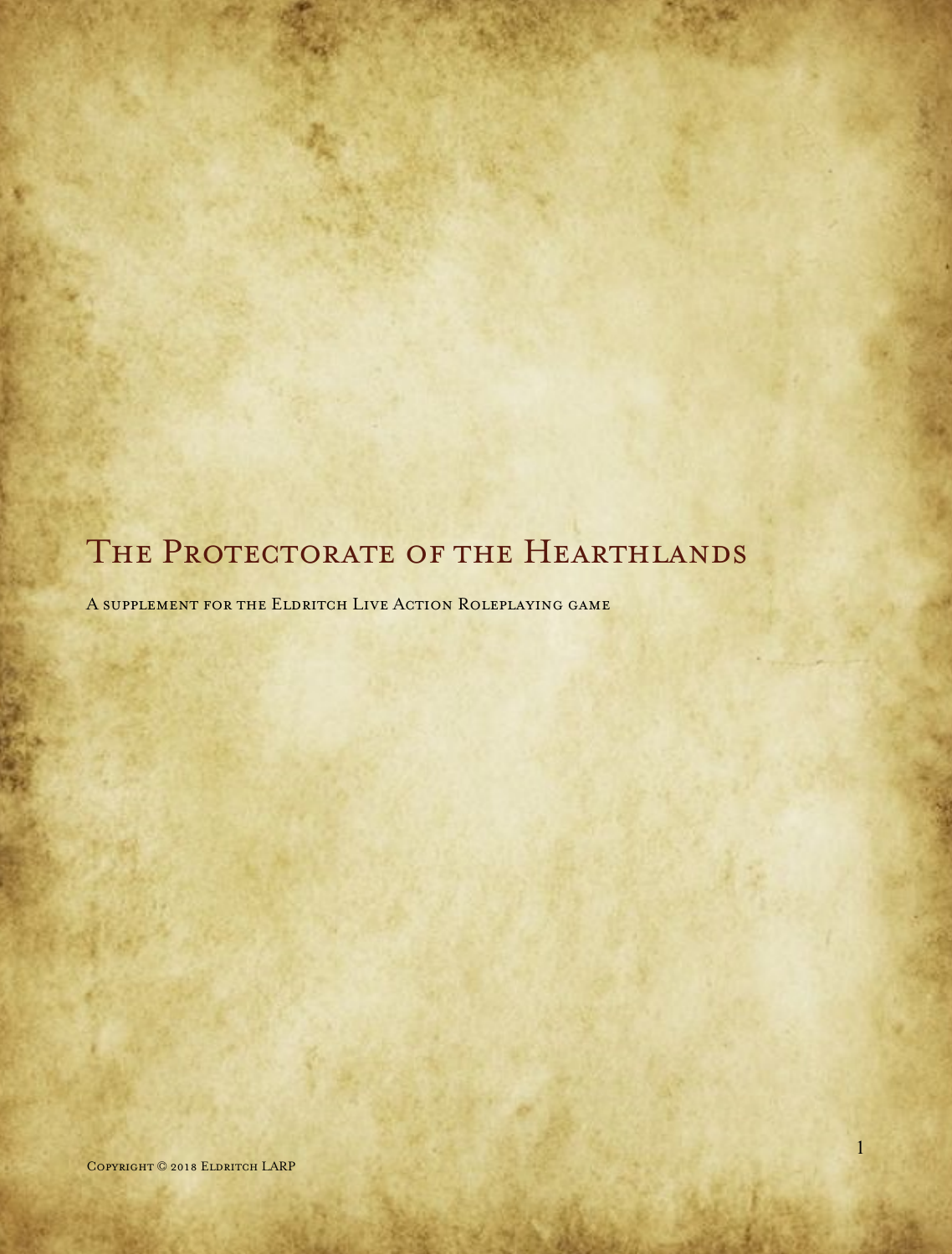# The Protectorate of the Hearthlands

A supplement for the Eldritch Live Action Roleplaying game

Copyright © 2018 Eldritch LARP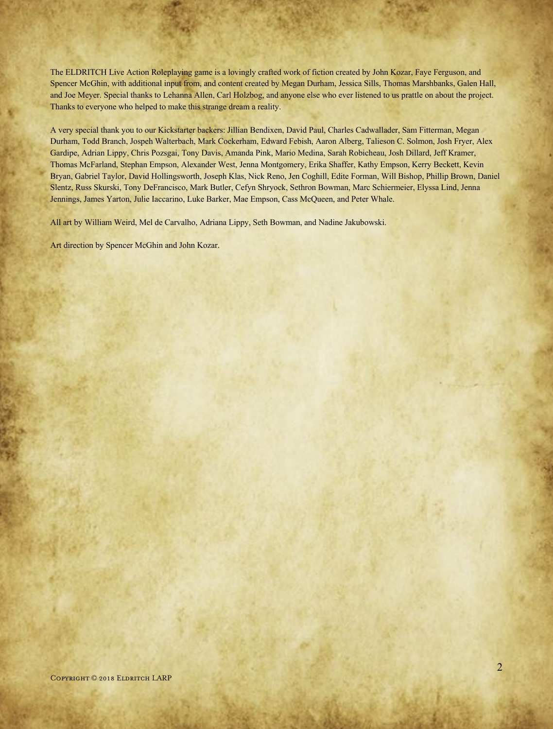The ELDRITCH Live Action Roleplaying game is a lovingly crafted work of fiction created by John Kozar, Faye Ferguson, and Spencer McGhin, with additional input from, and content created by Megan Durham, Jessica Sills, Thomas Marshbanks, Galen Hall, and Joe Meyer. Special thanks to Lehanna Allen, Carl Holzbog, and anyone else who ever listened to us prattle on about the project. Thanks to everyone who helped to make this strange dream a reality.

A very special thank you to our Kickstarter backers: Jillian Bendixen, David Paul, Charles Cadwallader, Sam Fitterman, Megan Durham, Todd Branch, Jospeh Walterbach, Mark Cockerham, Edward Febish, Aaron Alberg, Talieson C. Solmon, Josh Fryer, Alex Gardipe, Adrian Lippy, Chris Pozsgai, Tony Davis, Amanda Pink, Mario Medina, Sarah Robicheau, Josh Dillard, Jeff Kramer, Thomas McFarland, Stephan Empson, Alexander West, Jenna Montgomery, Erika Shaffer, Kathy Empson, Kerry Beckett, Kevin Bryan, Gabriel Taylor, David Hollingsworth, Joseph Klas, Nick Reno, Jen Coghill, Edite Forman, Will Bishop, Phillip Brown, Daniel Slentz, Russ Skurski, Tony DeFrancisco, Mark Butler, Cefyn Shryock, Sethron Bowman, Marc Schiermeier, Elyssa Lind, Jenna Jennings, James Yarton, Julie Iaccarino, Luke Barker, Mae Empson, Cass McQueen, and Peter Whale.

All art by William Weird, Mel de Carvalho, Adriana Lippy, Seth Bowman, and Nadine Jakubowski.

Art direction by Spencer McGhin and John Kozar.

Copyright © 2018 Eldritch LARP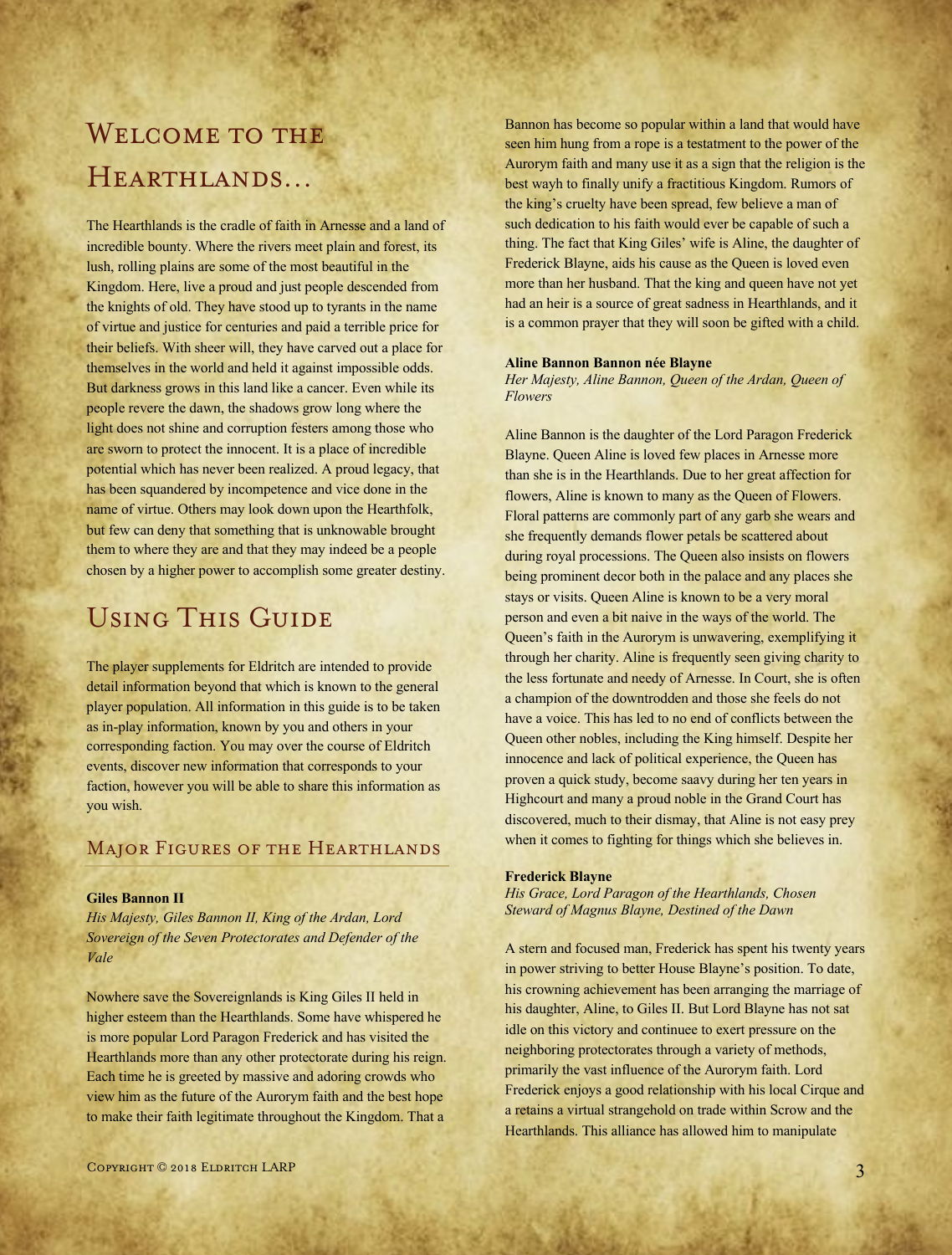# Welcome to the Hearthlands...

The Hearthlands is the cradle of faith in Arnesse and a land of incredible bounty. Where the rivers meet plain and forest, its lush, rolling plains are some of the most beautiful in the Kingdom. Here, live a proud and just people descended from the knights of old. They have stood up to tyrants in the name of virtue and justice for centuries and paid a terrible price for their beliefs. With sheer will, they have carved out a place for themselves in the world and held it against impossible odds. But darkness grows in this land like a cancer. Even while its people revere the dawn, the shadows grow long where the light does not shine and corruption festers among those who are sworn to protect the innocent. It is a place of incredible potential which has never been realized. A proud legacy, that has been squandered by incompetence and vice done in the name of virtue. Others may look down upon the Hearthfolk, but few can deny that something that is unknowable brought them to where they are and that they may indeed be a people chosen by a higher power to accomplish some greater destiny.

# Using This Guide

The player supplements for Eldritch are intended to provide detail information beyond that which is known to the general player population. All information in this guide is to be taken as in-play information, known by you and others in your corresponding faction. You may over the course of Eldritch events, discover new information that corresponds to your faction, however you will be able to share this information as you wish.

## Major Figures of the Hearthlands

**Giles Bannon II**
*His Majesty, Giles Bannon II, King of the Ardan, Lord Sovereign of the Seven Protectorates and Defender of the Vale*

Nowhere save the Sovereignlands is King Giles II held in higher esteem than the Hearthlands. Some have whispered he is more popular Lord Paragon Frederick and has visited the Hearthlands more than any other protectorate during his reign. Each time he is greeted by massive and adoring crowds who view him as the future of the Aurorym faith and the best hope to make their faith legitimate throughout the Kingdom. That a Bannon has become so popular within a land that would have seen him hung from a rope is a testatment to the power of the Aurorym faith and many use it as a sign that the religion is the best wayh to finally unify a fractitious Kingdom. Rumors of the king's cruelty have been spread, few believe a man of such dedication to his faith would ever be capable of such a thing. The fact that King Giles' wife is Aline, the daughter of Frederick Blayne, aids his cause as the Queen is loved even more than her husband. That the king and queen have not yet had an heir is a source of great sadness in Hearthlands, and it is a common prayer that they will soon be gifted with a child.

**Aline Bannon Bannon née Blayne**
*Her Majesty, Aline Bannon, Queen of the Ardan, Queen of Flowers*

Aline Bannon is the daughter of the Lord Paragon Frederick Blayne. Queen Aline is loved few places in Arnesse more than she is in the Hearthlands. Due to her great affection for flowers, Aline is known to many as the Queen of Flowers. Floral patterns are commonly part of any garb she wears and she frequently demands flower petals be scattered about during royal processions. The Queen also insists on flowers being prominent decor both in the palace and any places she stays or visits. Queen Aline is known to be a very moral person and even a bit naive in the ways of the world. The Queen's faith in the Aurorym is unwavering, exemplifying it through her charity. Aline is frequently seen giving charity to the less fortunate and needy of Arnesse. In Court, she is often a champion of the downtrodden and those she feels do not have a voice. This has led to no end of conflicts between the Queen other nobles, including the King himself. Despite her innocence and lack of political experience, the Queen has proven a quick study, become saavy during her ten years in Highcourt and many a proud noble in the Grand Court has discovered, much to their dismay, that Aline is not easy prey when it comes to fighting for things which she believes in.

**Frederick Blayne**
*His Grace, Lord Paragon of the Hearthlands, Chosen Steward of Magnus Blayne, Destined of the Dawn*

A stern and focused man, Frederick has spent his twenty years in power striving to better House Blayne's position. To date, his crowning achievement has been arranging the marriage of his daughter, Aline, to Giles II. But Lord Blayne has not sat idle on this victory and continuee to exert pressure on the neighboring protectorates through a variety of methods, primarily the vast influence of the Aurorym faith. Lord Frederick enjoys a good relationship with his local Cirque and a retains a virtual strangehold on trade within Scrow and the Hearthlands. This alliance has allowed him to manipulate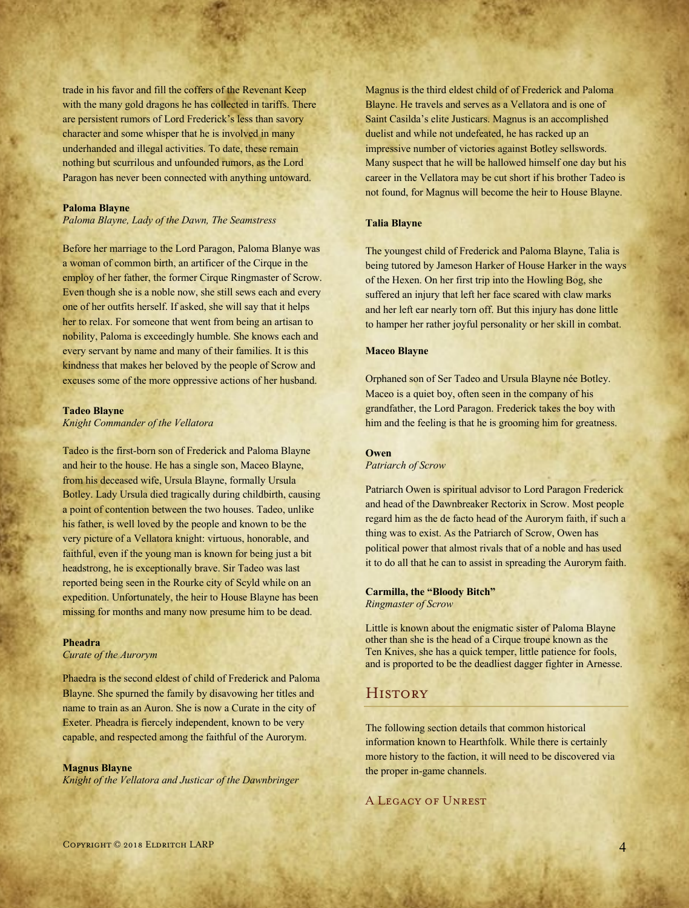trade in his favor and fill the coffers of the Revenant Keep with the many gold dragons he has collected in tariffs. There are persistent rumors of Lord Frederick's less than savory character and some whisper that he is involved in many underhanded and illegal activities. To date, these remain nothing but scurrilous and unfounded rumors, as the Lord Paragon has never been connected with anything untoward.

**Paloma Blayne**
*Paloma Blayne, Lady of the Dawn, The Seamstress*

Before her marriage to the Lord Paragon, Paloma Blanye was a woman of common birth, an artificer of the Cirque in the employ of her father, the former Cirque Ringmaster of Scrow. Even though she is a noble now, she still sews each and every one of her outfits herself. If asked, she will say that it helps her to relax. For someone that went from being an artisan to nobility, Paloma is exceedingly humble. She knows each and every servant by name and many of their families. It is this kindness that makes her beloved by the people of Scrow and excuses some of the more oppressive actions of her husband.

**Tadeo Blayne**
*Knight Commander of the Vellatora*

Tadeo is the first-born son of Frederick and Paloma Blayne and heir to the house. He has a single son, Maceo Blayne, from his deceased wife, Ursula Blayne, formally Ursula Botley. Lady Ursula died tragically during childbirth, causing a point of contention between the two houses. Tadeo, unlike his father, is well loved by the people and known to be the very picture of a Vellatora knight: virtuous, honorable, and faithful, even if the young man is known for being just a bit headstrong, he is exceptionally brave. Sir Tadeo was last reported being seen in the Rourke city of Scyld while on an expedition. Unfortunately, the heir to House Blayne has been missing for months and many now presume him to be dead.

**Pheadra**
*Curate of the Aurorym*

Phaedra is the second eldest of child of Frederick and Paloma Blayne. She spurned the family by disavowing her titles and name to train as an Auron. She is now a Curate in the city of Exeter. Pheadra is fiercely independent, known to be very capable, and respected among the faithful of the Aurorym.

**Magnus Blayne**
*Knight of the Vellatora and Justicar of the Dawnbringer*

Magnus is the third eldest child of of Frederick and Paloma Blayne. He travels and serves as a Vellatora and is one of Saint Casilda's elite Justicars. Magnus is an accomplished duelist and while not undefeated, he has racked up an impressive number of victories against Botley sellswords. Many suspect that he will be hallowed himself one day but his career in the Vellatora may be cut short if his brother Tadeo is not found, for Magnus will become the heir to House Blayne.

**Talia Blayne**

The youngest child of Frederick and Paloma Blayne, Talia is being tutored by Jameson Harker of House Harker in the ways of the Hexen. On her first trip into the Howling Bog, she suffered an injury that left her face scared with claw marks and her left ear nearly torn off. But this injury has done little to hamper her rather joyful personality or her skill in combat.

**Maceo Blayne**

Orphaned son of Ser Tadeo and Ursula Blayne née Botley. Maceo is a quiet boy, often seen in the company of his grandfather, the Lord Paragon. Frederick takes the boy with him and the feeling is that he is grooming him for greatness.

**Owen**
*Patriarch of Scrow*

Patriarch Owen is spiritual advisor to Lord Paragon Frederick and head of the Dawnbreaker Rectorix in Scrow. Most people regard him as the de facto head of the Aurorym faith, if such a thing was to exist. As the Patriarch of Scrow, Owen has political power that almost rivals that of a noble and has used it to do all that he can to assist in spreading the Aurorym faith.

**Carmilla, the "Bloody Bitch"**
*Ringmaster of Scrow*

Little is known about the enigmatic sister of Paloma Blayne other than she is the head of a Cirque troupe known as the Ten Knives, she has a quick temper, little patience for fools, and is proported to be the deadliest dagger fighter in Arnesse.

## History

The following section details that common historical information known to Hearthfolk. While there is certainly more history to the faction, it will need to be discovered via the proper in-game channels.

### A Legacy of Unrest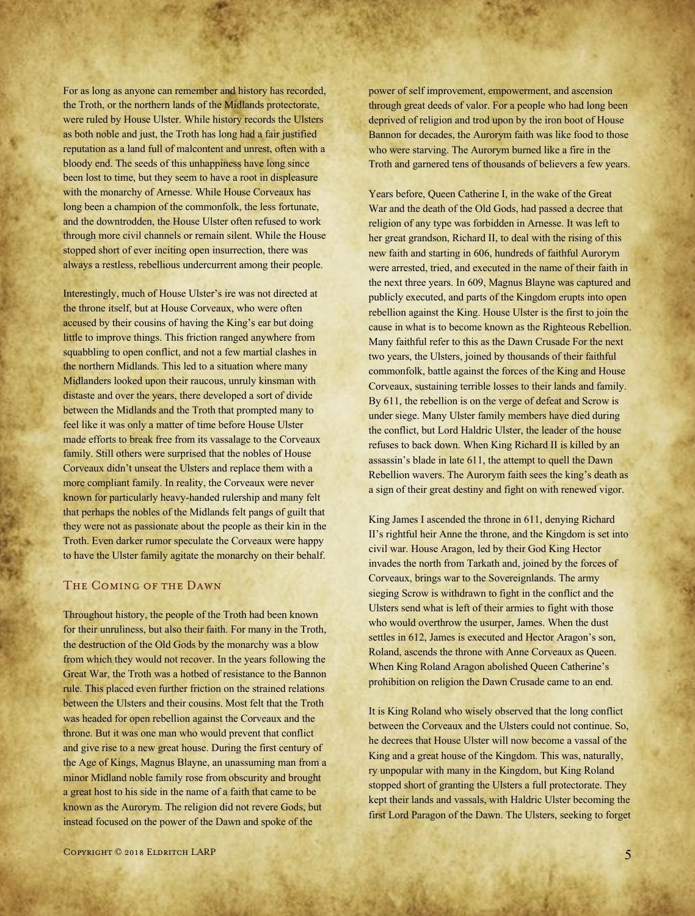For as long as anyone can remember and history has recorded, the Troth, or the northern lands of the Midlands protectorate, were ruled by House Ulster. While history records the Ulsters as both noble and just, the Troth has long had a fair justified reputation as a land full of malcontent and unrest, often with a bloody end. The seeds of this unhappiness have long since been lost to time, but they seem to have a root in displeasure with the monarchy of Arnesse. While House Corveaux has long been a champion of the commonfolk, the less fortunate, and the downtrodden, the House Ulster often refused to work through more civil channels or remain silent. While the House stopped short of ever inciting open insurrection, there was always a restless, rebellious undercurrent among their people.

Interestingly, much of House Ulster's ire was not directed at the throne itself, but at House Corveaux, who were often accused by their cousins of having the King's ear but doing little to improve things. This friction ranged anywhere from squabbling to open conflict, and not a few martial clashes in the northern Midlands. This led to a situation where many Midlanders looked upon their raucous, unruly kinsman with distaste and over the years, there developed a sort of divide between the Midlands and the Troth that prompted many to feel like it was only a matter of time before House Ulster made efforts to break free from its vassalage to the Corveaux family. Still others were surprised that the nobles of House Corveaux didn't unseat the Ulsters and replace them with a more compliant family. In reality, the Corveaux were never known for particularly heavy-handed rulership and many felt that perhaps the nobles of the Midlands felt pangs of guilt that they were not as passionate about the people as their kin in the Troth. Even darker rumor speculate the Corveaux were happy to have the Ulster family agitate the monarchy on their behalf.

## The Coming of the Dawn

Throughout history, the people of the Troth had been known for their unruliness, but also their faith. For many in the Troth, the destruction of the Old Gods by the monarchy was a blow from which they would not recover. In the years following the Great War, the Troth was a hotbed of resistance to the Bannon rule. This placed even further friction on the strained relations between the Ulsters and their cousins. Most felt that the Troth was headed for open rebellion against the Corveaux and the throne. But it was one man who would prevent that conflict and give rise to a new great house. During the first century of the Age of Kings, Magnus Blayne, an unassuming man from a minor Midland noble family rose from obscurity and brought a great host to his side in the name of a faith that came to be known as the Aurorym. The religion did not revere Gods, but instead focused on the power of the Dawn and spoke of the power of self improvement, empowerment, and ascension through great deeds of valor. For a people who had long been deprived of religion and trod upon by the iron boot of House Bannon for decades, the Aurorym faith was like food to those who were starving. The Aurorym burned like a fire in the Troth and garnered tens of thousands of believers a few years.

Years before, Queen Catherine I, in the wake of the Great War and the death of the Old Gods, had passed a decree that religion of any type was forbidden in Arnesse. It was left to her great grandson, Richard II, to deal with the rising of this new faith and starting in 606, hundreds of faithful Aurorym were arrested, tried, and executed in the name of their faith in the next three years. In 609, Magnus Blayne was captured and publicly executed, and parts of the Kingdom erupts into open rebellion against the King. House Ulster is the first to join the cause in what is to become known as the Righteous Rebellion. Many faithful refer to this as the Dawn Crusade For the next two years, the Ulsters, joined by thousands of their faithful commonfolk, battle against the forces of the King and House Corveaux, sustaining terrible losses to their lands and family. By 611, the rebellion is on the verge of defeat and Scrow is under siege. Many Ulster family members have died during the conflict, but Lord Haldric Ulster, the leader of the house refuses to back down. When King Richard II is killed by an assassin's blade in late 611, the attempt to quell the Dawn Rebellion wavers. The Aurorym faith sees the king's death as a sign of their great destiny and fight on with renewed vigor.

King James I ascended the throne in 611, denying Richard II's rightful heir Anne the throne, and the Kingdom is set into civil war. House Aragon, led by their God King Hector invades the north from Tarkath and, joined by the forces of Corveaux, brings war to the Sovereignlands. The army sieging Scrow is withdrawn to fight in the conflict and the Ulsters send what is left of their armies to fight with those who would overthrow the usurper, James. When the dust settles in 612, James is executed and Hector Aragon's son, Roland, ascends the throne with Anne Corveaux as Queen. When King Roland Aragon abolished Queen Catherine's prohibition on religion the Dawn Crusade came to an end.

It is King Roland who wisely observed that the long conflict between the Corveaux and the Ulsters could not continue. So, he decrees that House Ulster will now become a vassal of the King and a great house of the Kingdom. This was, naturally, ry unpopular with many in the Kingdom, but King Roland stopped short of granting the Ulsters a full protectorate. They kept their lands and vassals, with Haldric Ulster becoming the first Lord Paragon of the Dawn. The Ulsters, seeking to forget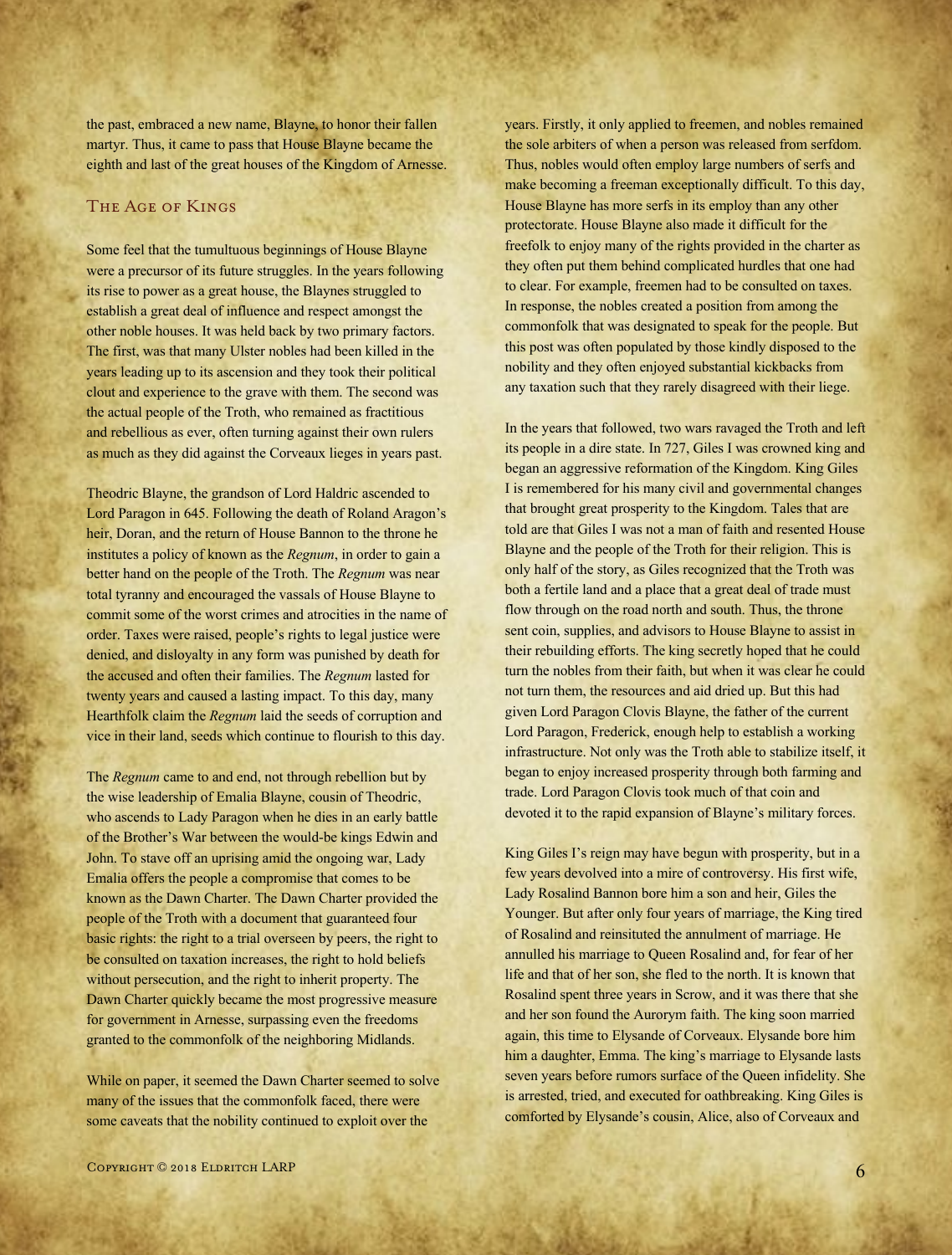the past, embraced a new name, Blayne, to honor their fallen martyr. Thus, it came to pass that House Blayne became the eighth and last of the great houses of the Kingdom of Arnesse.

## The Age of Kings

Some feel that the tumultuous beginnings of House Blayne were a precursor of its future struggles. In the years following its rise to power as a great house, the Blaynes struggled to establish a great deal of influence and respect amongst the other noble houses. It was held back by two primary factors. The first, was that many Ulster nobles had been killed in the years leading up to its ascension and they took their political clout and experience to the grave with them. The second was the actual people of the Troth, who remained as fractitious and rebellious as ever, often turning against their own rulers as much as they did against the Corveaux lieges in years past.

Theodric Blayne, the grandson of Lord Haldric ascended to Lord Paragon in 645. Following the death of Roland Aragon's heir, Doran, and the return of House Bannon to the throne he institutes a policy of known as the *Regnum*, in order to gain a better hand on the people of the Troth. The *Regnum* was near total tyranny and encouraged the vassals of House Blayne to commit some of the worst crimes and atrocities in the name of order. Taxes were raised, people's rights to legal justice were denied, and disloyalty in any form was punished by death for the accused and often their families. The *Regnum* lasted for twenty years and caused a lasting impact. To this day, many Hearthfolk claim the *Regnum* laid the seeds of corruption and vice in their land, seeds which continue to flourish to this day.

The *Regnum* came to and end, not through rebellion but by the wise leadership of Emalia Blayne, cousin of Theodric, who ascends to Lady Paragon when he dies in an early battle of the Brother's War between the would-be kings Edwin and John. To stave off an uprising amid the ongoing war, Lady Emalia offers the people a compromise that comes to be known as the Dawn Charter. The Dawn Charter provided the people of the Troth with a document that guaranteed four basic rights: the right to a trial overseen by peers, the right to be consulted on taxation increases, the right to hold beliefs without persecution, and the right to inherit property. The Dawn Charter quickly became the most progressive measure for government in Arnesse, surpassing even the freedoms granted to the commonfolk of the neighboring Midlands.

While on paper, it seemed the Dawn Charter seemed to solve many of the issues that the commonfolk faced, there were some caveats that the nobility continued to exploit over the years. Firstly, it only applied to freemen, and nobles remained the sole arbiters of when a person was released from serfdom. Thus, nobles would often employ large numbers of serfs and make becoming a freeman exceptionally difficult. To this day, House Blayne has more serfs in its employ than any other protectorate. House Blayne also made it difficult for the freefolk to enjoy many of the rights provided in the charter as they often put them behind complicated hurdles that one had to clear. For example, freemen had to be consulted on taxes. In response, the nobles created a position from among the commonfolk that was designated to speak for the people. But this post was often populated by those kindly disposed to the nobility and they often enjoyed substantial kickbacks from any taxation such that they rarely disagreed with their liege.

In the years that followed, two wars ravaged the Troth and left its people in a dire state. In 727, Giles I was crowned king and began an aggressive reformation of the Kingdom. King Giles I is remembered for his many civil and governmental changes that brought great prosperity to the Kingdom. Tales that are told are that Giles I was not a man of faith and resented House Blayne and the people of the Troth for their religion. This is only half of the story, as Giles recognized that the Troth was both a fertile land and a place that a great deal of trade must flow through on the road north and south. Thus, the throne sent coin, supplies, and advisors to House Blayne to assist in their rebuilding efforts. The king secretly hoped that he could turn the nobles from their faith, but when it was clear he could not turn them, the resources and aid dried up. But this had given Lord Paragon Clovis Blayne, the father of the current Lord Paragon, Frederick, enough help to establish a working infrastructure. Not only was the Troth able to stabilize itself, it began to enjoy increased prosperity through both farming and trade. Lord Paragon Clovis took much of that coin and devoted it to the rapid expansion of Blayne's military forces.

King Giles I's reign may have begun with prosperity, but in a few years devolved into a mire of controversy. His first wife, Lady Rosalind Bannon bore him a son and heir, Giles the Younger. But after only four years of marriage, the King tired of Rosalind and reinsituted the annulment of marriage. He annulled his marriage to Queen Rosalind and, for fear of her life and that of her son, she fled to the north. It is known that Rosalind spent three years in Scrow, and it was there that she and her son found the Aurorym faith. The king soon married again, this time to Elysande of Corveaux. Elysande bore him him a daughter, Emma. The king's marriage to Elysande lasts seven years before rumors surface of the Queen infidelity. She is arrested, tried, and executed for oathbreaking. King Giles is comforted by Elysande's cousin, Alice, also of Corveaux and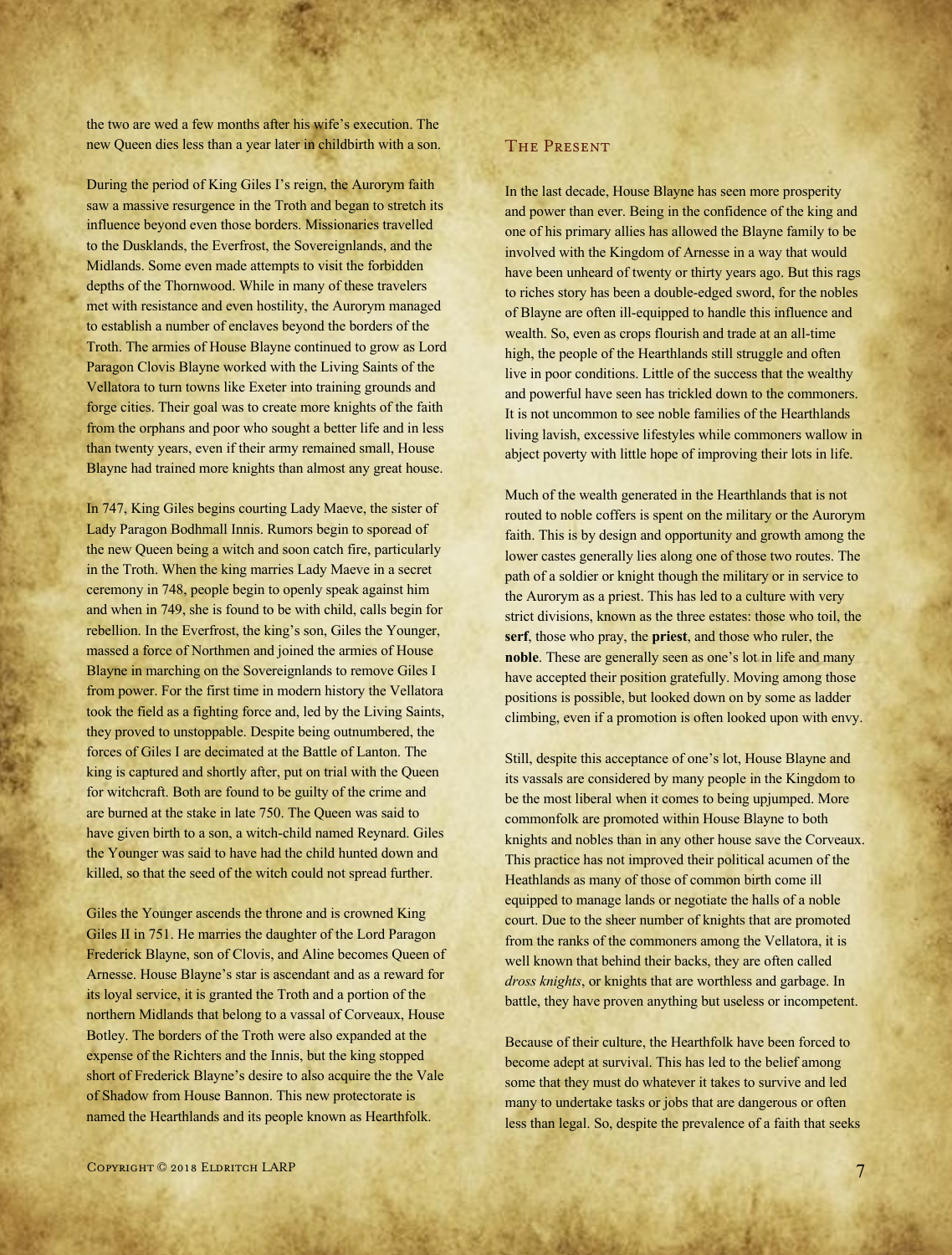the two are wed a few months after his wife's execution. The new Queen dies less than a year later in childbirth with a son.

During the period of King Giles I's reign, the Aurorym faith saw a massive resurgence in the Troth and began to stretch its influence beyond even those borders. Missionaries travelled to the Dusklands, the Everfrost, the Sovereignlands, and the Midlands. Some even made attempts to visit the forbidden depths of the Thornwood. While in many of these travelers met with resistance and even hostility, the Aurorym managed to establish a number of enclaves beyond the borders of the Troth. The armies of House Blayne continued to grow as Lord Paragon Clovis Blayne worked with the Living Saints of the Vellatora to turn towns like Exeter into training grounds and forge cities. Their goal was to create more knights of the faith from the orphans and poor who sought a better life and in less than twenty years, even if their army remained small, House Blayne had trained more knights than almost any great house.

In 747, King Giles begins courting Lady Maeve, the sister of Lady Paragon Bodhmall Innis. Rumors begin to sporead of the new Queen being a witch and soon catch fire, particularly in the Troth. When the king marries Lady Maeve in a secret ceremony in 748, people begin to openly speak against him and when in 749, she is found to be with child, calls begin for rebellion. In the Everfrost, the king's son, Giles the Younger, massed a force of Northmen and joined the armies of House Blayne in marching on the Sovereignlands to remove Giles I from power. For the first time in modern history the Vellatora took the field as a fighting force and, led by the Living Saints, they proved to unstoppable. Despite being outnumbered, the forces of Giles I are decimated at the Battle of Lanton. The king is captured and shortly after, put on trial with the Queen for witchcraft. Both are found to be guilty of the crime and are burned at the stake in late 750. The Queen was said to have given birth to a son, a witch-child named Reynard. Giles the Younger was said to have had the child hunted down and killed, so that the seed of the witch could not spread further.

Giles the Younger ascends the throne and is crowned King Giles II in 751. He marries the daughter of the Lord Paragon Frederick Blayne, son of Clovis, and Aline becomes Queen of Arnesse. House Blayne's star is ascendant and as a reward for its loyal service, it is granted the Troth and a portion of the northern Midlands that belong to a vassal of Corveaux, House Botley. The borders of the Troth were also expanded at the expense of the Richters and the Innis, but the king stopped short of Frederick Blayne's desire to also acquire the the Vale of Shadow from House Bannon. This new protectorate is named the Hearthlands and its people known as Hearthfolk.

## The Present

In the last decade, House Blayne has seen more prosperity and power than ever. Being in the confidence of the king and one of his primary allies has allowed the Blayne family to be involved with the Kingdom of Arnesse in a way that would have been unheard of twenty or thirty years ago. But this rags to riches story has been a double-edged sword, for the nobles of Blayne are often ill-equipped to handle this influence and wealth. So, even as crops flourish and trade at an all-time high, the people of the Hearthlands still struggle and often live in poor conditions. Little of the success that the wealthy and powerful have seen has trickled down to the commoners. It is not uncommon to see noble families of the Hearthlands living lavish, excessive lifestyles while commoners wallow in abject poverty with little hope of improving their lots in life.

Much of the wealth generated in the Hearthlands that is not routed to noble coffers is spent on the military or the Aurorym faith. This is by design and opportunity and growth among the lower castes generally lies along one of those two routes. The path of a soldier or knight though the military or in service to the Aurorym as a priest. This has led to a culture with very strict divisions, known as the three estates: those who toil, the **serf**, those who pray, the **priest**, and those who ruler, the **noble**. These are generally seen as one's lot in life and many have accepted their position gratefully. Moving among those positions is possible, but looked down on by some as ladder climbing, even if a promotion is often looked upon with envy.

Still, despite this acceptance of one's lot, House Blayne and its vassals are considered by many people in the Kingdom to be the most liberal when it comes to being upjumped. More commonfolk are promoted within House Blayne to both knights and nobles than in any other house save the Corveaux. This practice has not improved their political acumen of the Heathlands as many of those of common birth come ill equipped to manage lands or negotiate the halls of a noble court. Due to the sheer number of knights that are promoted from the ranks of the commoners among the Vellatora, it is well known that behind their backs, they are often called *dross knights*, or knights that are worthless and garbage. In battle, they have proven anything but useless or incompetent.

Because of their culture, the Hearthfolk have been forced to become adept at survival. This has led to the belief among some that they must do whatever it takes to survive and led many to undertake tasks or jobs that are dangerous or often less than legal. So, despite the prevalence of a faith that seeks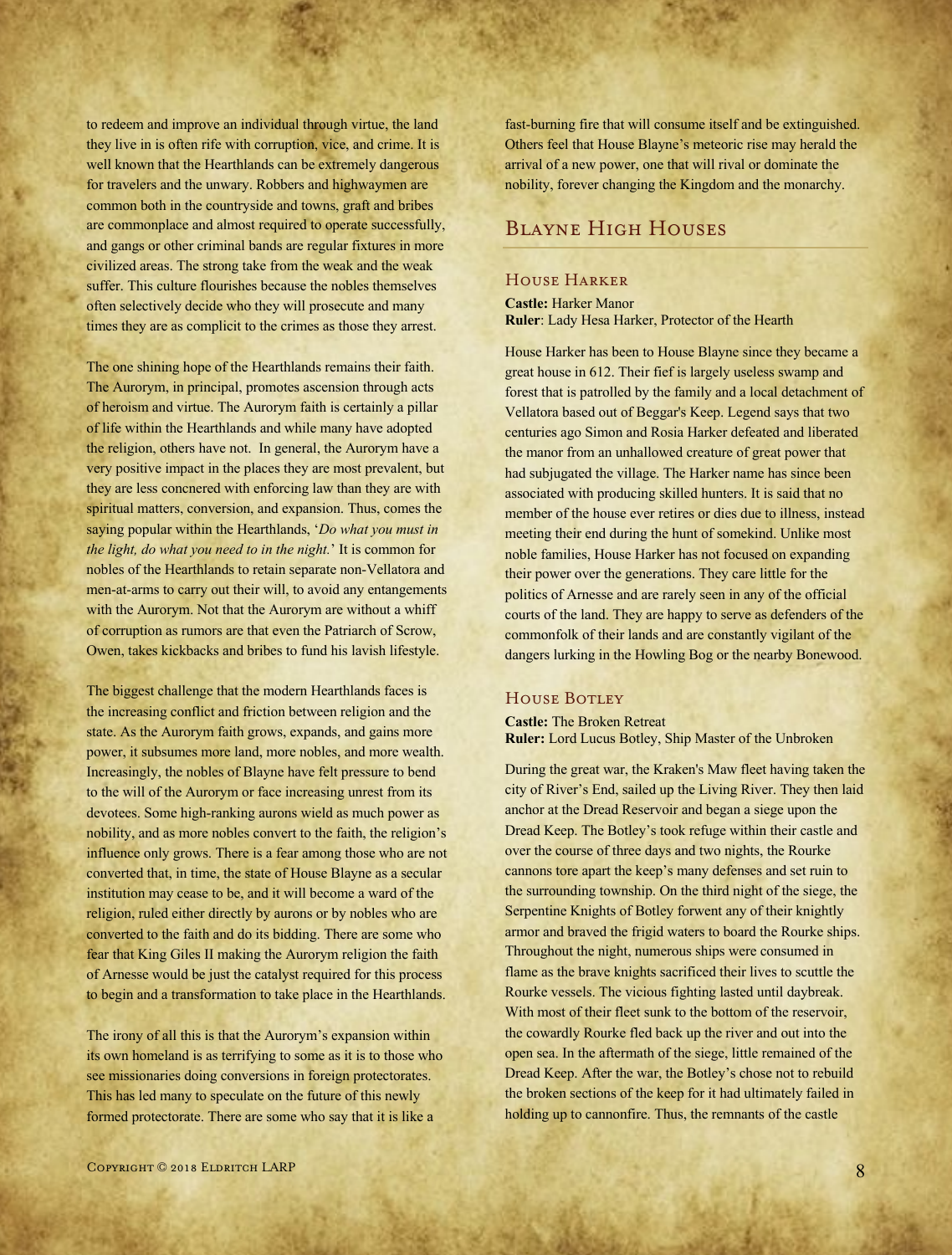to redeem and improve an individual through virtue, the land they live in is often rife with corruption, vice, and crime. It is well known that the Hearthlands can be extremely dangerous for travelers and the unwary. Robbers and highwaymen are common both in the countryside and towns, graft and bribes are commonplace and almost required to operate successfully, and gangs or other criminal bands are regular fixtures in more civilized areas. The strong take from the weak and the weak suffer. This culture flourishes because the nobles themselves often selectively decide who they will prosecute and many times they are as complicit to the crimes as those they arrest.

The one shining hope of the Hearthlands remains their faith. The Aurorym, in principal, promotes ascension through acts of heroism and virtue. The Aurorym faith is certainly a pillar of life within the Hearthlands and while many have adopted the religion, others have not. In general, the Aurorym have a very positive impact in the places they are most prevalent, but they are less concnered with enforcing law than they are with spiritual matters, conversion, and expansion. Thus, comes the saying popular within the Hearthlands, '*Do what you must in the light, do what you need to in the night.*' It is common for nobles of the Hearthlands to retain separate non-Vellatora and men-at-arms to carry out their will, to avoid any entangements with the Aurorym. Not that the Aurorym are without a whiff of corruption as rumors are that even the Patriarch of Scrow, Owen, takes kickbacks and bribes to fund his lavish lifestyle.

The biggest challenge that the modern Hearthlands faces is the increasing conflict and friction between religion and the state. As the Aurorym faith grows, expands, and gains more power, it subsumes more land, more nobles, and more wealth. Increasingly, the nobles of Blayne have felt pressure to bend to the will of the Aurorym or face increasing unrest from its devotees. Some high-ranking aurons wield as much power as nobility, and as more nobles convert to the faith, the religion's influence only grows. There is a fear among those who are not converted that, in time, the state of House Blayne as a secular institution may cease to be, and it will become a ward of the religion, ruled either directly by aurons or by nobles who are converted to the faith and do its bidding. There are some who fear that King Giles II making the Aurorym religion the faith of Arnesse would be just the catalyst required for this process to begin and a transformation to take place in the Hearthlands.

The irony of all this is that the Aurorym's expansion within its own homeland is as terrifying to some as it is to those who see missionaries doing conversions in foreign protectorates. This has led many to speculate on the future of this newly formed protectorate. There are some who say that it is like a fast-burning fire that will consume itself and be extinguished. Others feel that House Blayne's meteoric rise may herald the arrival of a new power, one that will rival or dominate the nobility, forever changing the Kingdom and the monarchy.

## Blayne High Houses

### House Harker

**Castle:** Harker Manor
**Ruler**: Lady Hesa Harker, Protector of the Hearth

House Harker has been to House Blayne since they became a great house in 612. Their fief is largely useless swamp and forest that is patrolled by the family and a local detachment of Vellatora based out of Beggar's Keep. Legend says that two centuries ago Simon and Rosia Harker defeated and liberated the manor from an unhallowed creature of great power that had subjugated the village. The Harker name has since been associated with producing skilled hunters. It is said that no member of the house ever retires or dies due to illness, instead meeting their end during the hunt of somekind. Unlike most noble families, House Harker has not focused on expanding their power over the generations. They care little for the politics of Arnesse and are rarely seen in any of the official courts of the land. They are happy to serve as defenders of the commonfolk of their lands and are constantly vigilant of the dangers lurking in the Howling Bog or the nearby Bonewood.

### House Botley

**Castle:** The Broken Retreat
**Ruler:** Lord Lucus Botley, Ship Master of the Unbroken

During the great war, the Kraken's Maw fleet having taken the city of River's End, sailed up the Living River. They then laid anchor at the Dread Reservoir and began a siege upon the Dread Keep. The Botley's took refuge within their castle and over the course of three days and two nights, the Rourke cannons tore apart the keep's many defenses and set ruin to the surrounding township. On the third night of the siege, the Serpentine Knights of Botley forwent any of their knightly armor and braved the frigid waters to board the Rourke ships. Throughout the night, numerous ships were consumed in flame as the brave knights sacrificed their lives to scuttle the Rourke vessels. The vicious fighting lasted until daybreak. With most of their fleet sunk to the bottom of the reservoir, the cowardly Rourke fled back up the river and out into the open sea. In the aftermath of the siege, little remained of the Dread Keep. After the war, the Botley's chose not to rebuild the broken sections of the keep for it had ultimately failed in holding up to cannonfire. Thus, the remnants of the castle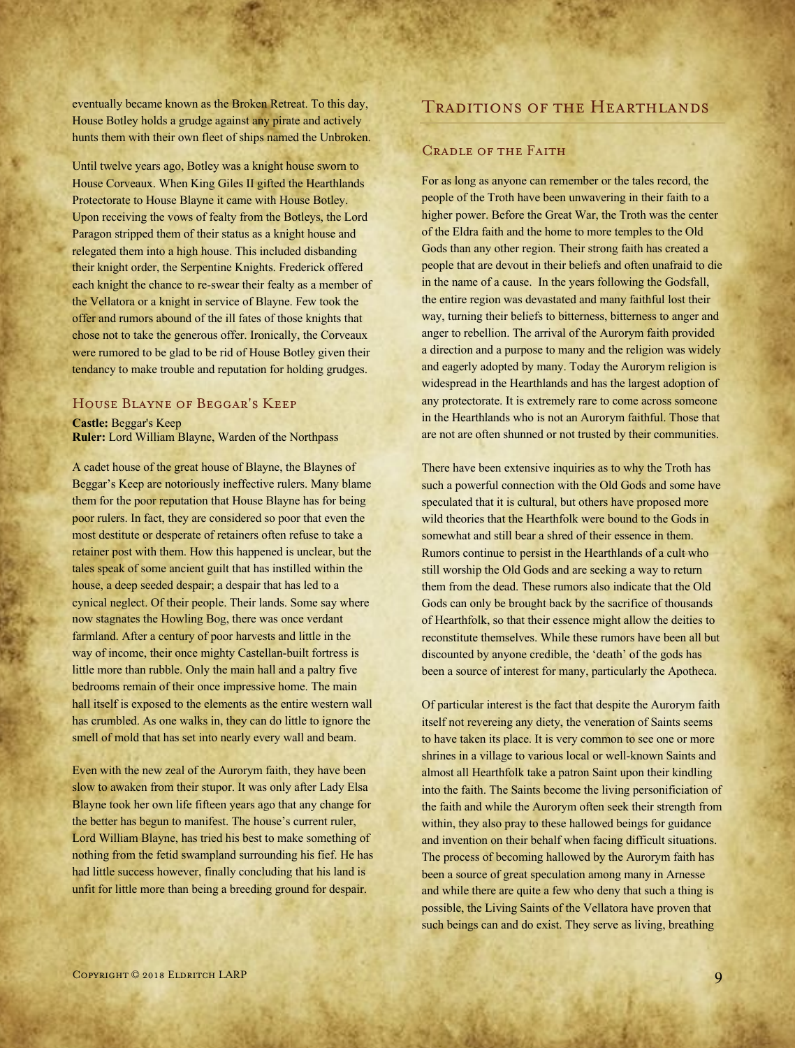eventually became known as the Broken Retreat. To this day, House Botley holds a grudge against any pirate and actively hunts them with their own fleet of ships named the Unbroken.

Until twelve years ago, Botley was a knight house sworn to House Corveaux. When King Giles II gifted the Hearthlands Protectorate to House Blayne it came with House Botley. Upon receiving the vows of fealty from the Botleys, the Lord Paragon stripped them of their status as a knight house and relegated them into a high house. This included disbanding their knight order, the Serpentine Knights. Frederick offered each knight the chance to re-swear their fealty as a member of the Vellatora or a knight in service of Blayne. Few took the offer and rumors abound of the ill fates of those knights that chose not to take the generous offer. Ironically, the Corveaux were rumored to be glad to be rid of House Botley given their tendancy to make trouble and reputation for holding grudges.

### House Blayne of Beggar's Keep

**Castle:** Beggar's Keep
**Ruler:** Lord William Blayne, Warden of the Northpass

A cadet house of the great house of Blayne, the Blaynes of Beggar's Keep are notoriously ineffective rulers. Many blame them for the poor reputation that House Blayne has for being poor rulers. In fact, they are considered so poor that even the most destitute or desperate of retainers often refuse to take a retainer post with them. How this happened is unclear, but the tales speak of some ancient guilt that has instilled within the house, a deep seeded despair; a despair that has led to a cynical neglect. Of their people. Their lands. Some say where now stagnates the Howling Bog, there was once verdant farmland. After a century of poor harvests and little in the way of income, their once mighty Castellan-built fortress is little more than rubble. Only the main hall and a paltry five bedrooms remain of their once impressive home. The main hall itself is exposed to the elements as the entire western wall has crumbled. As one walks in, they can do little to ignore the smell of mold that has set into nearly every wall and beam.

Even with the new zeal of the Aurorym faith, they have been slow to awaken from their stupor. It was only after Lady Elsa Blayne took her own life fifteen years ago that any change for the better has begun to manifest. The house's current ruler, Lord William Blayne, has tried his best to make something of nothing from the fetid swampland surrounding his fief. He has had little success however, finally concluding that his land is unfit for little more than being a breeding ground for despair.

## Traditions of the Hearthlands

### Cradle of the Faith

For as long as anyone can remember or the tales record, the people of the Troth have been unwavering in their faith to a higher power. Before the Great War, the Troth was the center of the Eldra faith and the home to more temples to the Old Gods than any other region. Their strong faith has created a people that are devout in their beliefs and often unafraid to die in the name of a cause. In the years following the Godsfall, the entire region was devastated and many faithful lost their way, turning their beliefs to bitterness, bitterness to anger and anger to rebellion. The arrival of the Aurorym faith provided a direction and a purpose to many and the religion was widely and eagerly adopted by many. Today the Aurorym religion is widespread in the Hearthlands and has the largest adoption of any protectorate. It is extremely rare to come across someone in the Hearthlands who is not an Aurorym faithful. Those that are not are often shunned or not trusted by their communities.

There have been extensive inquiries as to why the Troth has such a powerful connection with the Old Gods and some have speculated that it is cultural, but others have proposed more wild theories that the Hearthfolk were bound to the Gods in somewhat and still bear a shred of their essence in them. Rumors continue to persist in the Hearthlands of a cult who still worship the Old Gods and are seeking a way to return them from the dead. These rumors also indicate that the Old Gods can only be brought back by the sacrifice of thousands of Hearthfolk, so that their essence might allow the deities to reconstitute themselves. While these rumors have been all but discounted by anyone credible, the 'death' of the gods has been a source of interest for many, particularly the Apotheca.

Of particular interest is the fact that despite the Aurorym faith itself not revereing any diety, the veneration of Saints seems to have taken its place. It is very common to see one or more shrines in a village to various local or well-known Saints and almost all Hearthfolk take a patron Saint upon their kindling into the faith. The Saints become the living personificiation of the faith and while the Aurorym often seek their strength from within, they also pray to these hallowed beings for guidance and invention on their behalf when facing difficult situations. The process of becoming hallowed by the Aurorym faith has been a source of great speculation among many in Arnesse and while there are quite a few who deny that such a thing is possible, the Living Saints of the Vellatora have proven that such beings can and do exist. They serve as living, breathing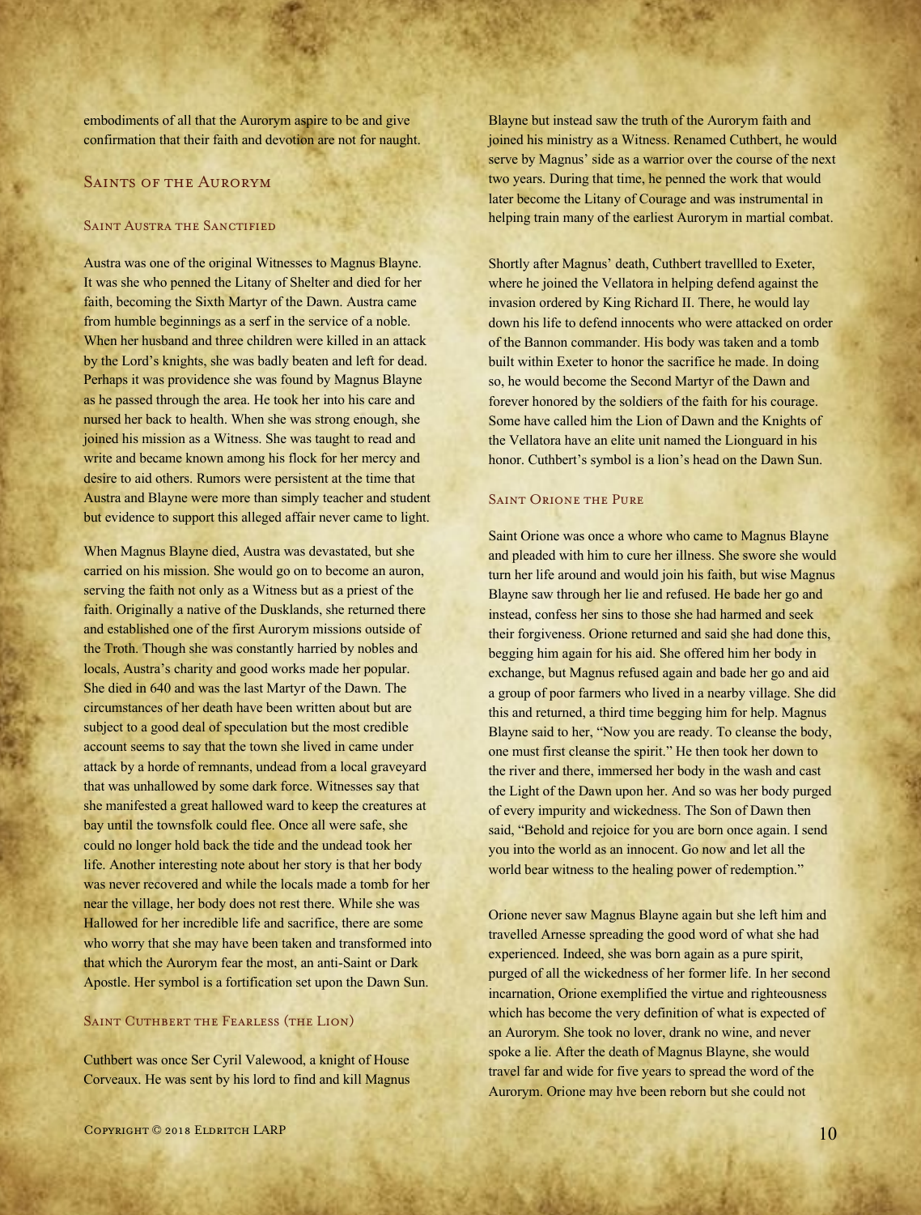embodiments of all that the Aurorym aspire to be and give confirmation that their faith and devotion are not for naught.

## Saints of the Aurorym

### Saint Austra the Sanctified

Austra was one of the original Witnesses to Magnus Blayne. It was she who penned the Litany of Shelter and died for her faith, becoming the Sixth Martyr of the Dawn. Austra came from humble beginnings as a serf in the service of a noble. When her husband and three children were killed in an attack by the Lord's knights, she was badly beaten and left for dead. Perhaps it was providence she was found by Magnus Blayne as he passed through the area. He took her into his care and nursed her back to health. When she was strong enough, she joined his mission as a Witness. She was taught to read and write and became known among his flock for her mercy and desire to aid others. Rumors were persistent at the time that Austra and Blayne were more than simply teacher and student but evidence to support this alleged affair never came to light.

When Magnus Blayne died, Austra was devastated, but she carried on his mission. She would go on to become an auron, serving the faith not only as a Witness but as a priest of the faith. Originally a native of the Dusklands, she returned there and established one of the first Aurorym missions outside of the Troth. Though she was constantly harried by nobles and locals, Austra's charity and good works made her popular. She died in 640 and was the last Martyr of the Dawn. The circumstances of her death have been written about but are subject to a good deal of speculation but the most credible account seems to say that the town she lived in came under attack by a horde of remnants, undead from a local graveyard that was unhallowed by some dark force. Witnesses say that she manifested a great hallowed ward to keep the creatures at bay until the townsfolk could flee. Once all were safe, she could no longer hold back the tide and the undead took her life. Another interesting note about her story is that her body was never recovered and while the locals made a tomb for her near the village, her body does not rest there. While she was Hallowed for her incredible life and sacrifice, there are some who worry that she may have been taken and transformed into that which the Aurorym fear the most, an anti-Saint or Dark Apostle. Her symbol is a fortification set upon the Dawn Sun.

### Saint Cuthbert the Fearless (the Lion)

Cuthbert was once Ser Cyril Valewood, a knight of House Corveaux. He was sent by his lord to find and kill Magnus Blayne but instead saw the truth of the Aurorym faith and joined his ministry as a Witness. Renamed Cuthbert, he would serve by Magnus' side as a warrior over the course of the next two years. During that time, he penned the work that would later become the Litany of Courage and was instrumental in helping train many of the earliest Aurorym in martial combat.

Shortly after Magnus' death, Cuthbert travellled to Exeter, where he joined the Vellatora in helping defend against the invasion ordered by King Richard II. There, he would lay down his life to defend innocents who were attacked on order of the Bannon commander. His body was taken and a tomb built within Exeter to honor the sacrifice he made. In doing so, he would become the Second Martyr of the Dawn and forever honored by the soldiers of the faith for his courage. Some have called him the Lion of Dawn and the Knights of the Vellatora have an elite unit named the Lionguard in his honor. Cuthbert's symbol is a lion's head on the Dawn Sun.

### Saint Orione the Pure

Saint Orione was once a whore who came to Magnus Blayne and pleaded with him to cure her illness. She swore she would turn her life around and would join his faith, but wise Magnus Blayne saw through her lie and refused. He bade her go and instead, confess her sins to those she had harmed and seek their forgiveness. Orione returned and said she had done this, begging him again for his aid. She offered him her body in exchange, but Magnus refused again and bade her go and aid a group of poor farmers who lived in a nearby village. She did this and returned, a third time begging him for help. Magnus Blayne said to her, "Now you are ready. To cleanse the body, one must first cleanse the spirit." He then took her down to the river and there, immersed her body in the wash and cast the Light of the Dawn upon her. And so was her body purged of every impurity and wickedness. The Son of Dawn then said, "Behold and rejoice for you are born once again. I send you into the world as an innocent. Go now and let all the world bear witness to the healing power of redemption."

Orione never saw Magnus Blayne again but she left him and travelled Arnesse spreading the good word of what she had experienced. Indeed, she was born again as a pure spirit, purged of all the wickedness of her former life. In her second incarnation, Orione exemplified the virtue and righteousness which has become the very definition of what is expected of an Aurorym. She took no lover, drank no wine, and never spoke a lie. After the death of Magnus Blayne, she would travel far and wide for five years to spread the word of the Aurorym. Orione may hve been reborn but she could not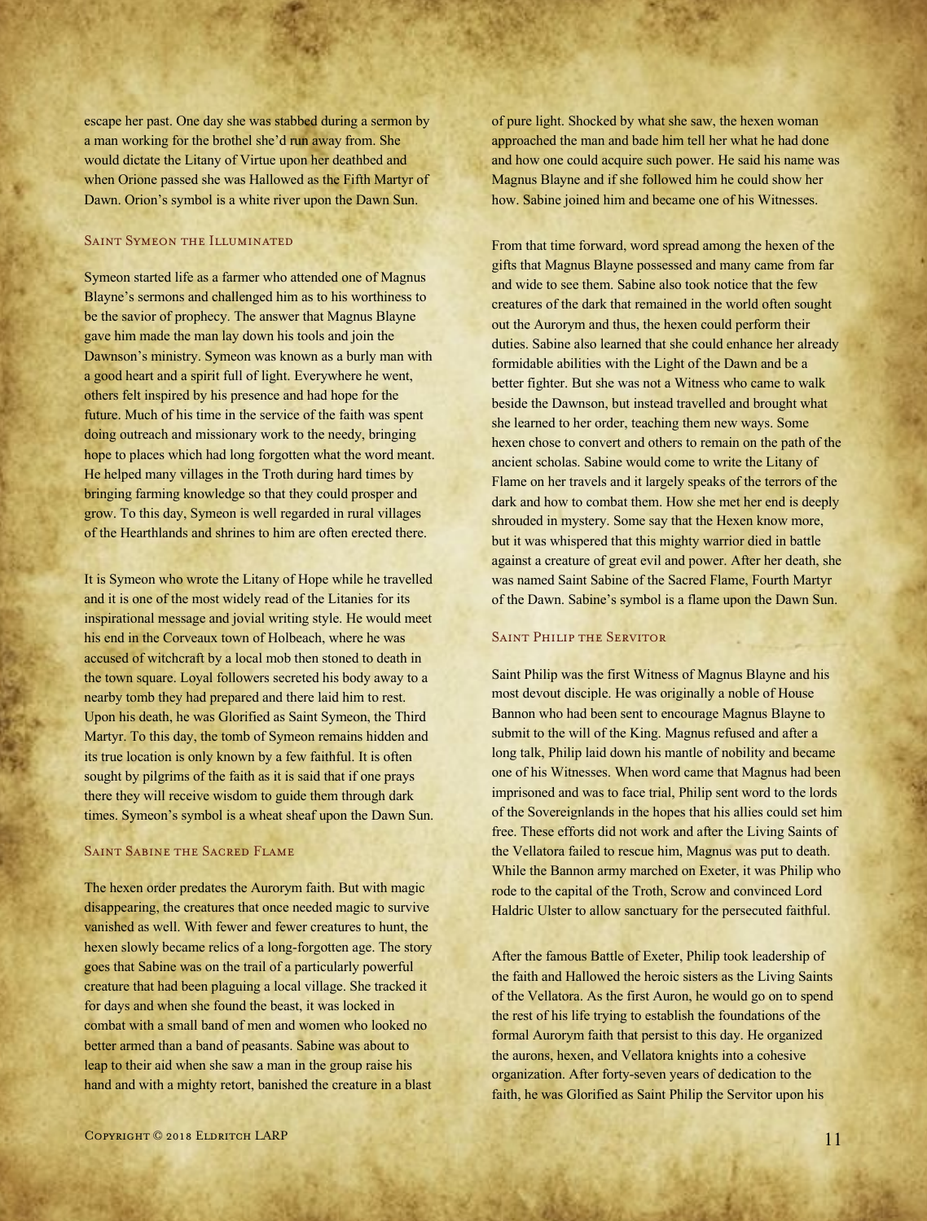escape her past. One day she was stabbed during a sermon by a man working for the brothel she'd run away from. She would dictate the Litany of Virtue upon her deathbed and when Orione passed she was Hallowed as the Fifth Martyr of Dawn. Orion's symbol is a white river upon the Dawn Sun.

### Saint Symeon the Illuminated

Symeon started life as a farmer who attended one of Magnus Blayne's sermons and challenged him as to his worthiness to be the savior of prophecy. The answer that Magnus Blayne gave him made the man lay down his tools and join the Dawnson's ministry. Symeon was known as a burly man with a good heart and a spirit full of light. Everywhere he went, others felt inspired by his presence and had hope for the future. Much of his time in the service of the faith was spent doing outreach and missionary work to the needy, bringing hope to places which had long forgotten what the word meant. He helped many villages in the Troth during hard times by bringing farming knowledge so that they could prosper and grow. To this day, Symeon is well regarded in rural villages of the Hearthlands and shrines to him are often erected there.

It is Symeon who wrote the Litany of Hope while he travelled and it is one of the most widely read of the Litanies for its inspirational message and jovial writing style. He would meet his end in the Corveaux town of Holbeach, where he was accused of witchcraft by a local mob then stoned to death in the town square. Loyal followers secreted his body away to a nearby tomb they had prepared and there laid him to rest. Upon his death, he was Glorified as Saint Symeon, the Third Martyr. To this day, the tomb of Symeon remains hidden and its true location is only known by a few faithful. It is often sought by pilgrims of the faith as it is said that if one prays there they will receive wisdom to guide them through dark times. Symeon's symbol is a wheat sheaf upon the Dawn Sun.

### Saint Sabine the Sacred Flame

The hexen order predates the Aurorym faith. But with magic disappearing, the creatures that once needed magic to survive vanished as well. With fewer and fewer creatures to hunt, the hexen slowly became relics of a long-forgotten age. The story goes that Sabine was on the trail of a particularly powerful creature that had been plaguing a local village. She tracked it for days and when she found the beast, it was locked in combat with a small band of men and women who looked no better armed than a band of peasants. Sabine was about to leap to their aid when she saw a man in the group raise his hand and with a mighty retort, banished the creature in a blast of pure light. Shocked by what she saw, the hexen woman approached the man and bade him tell her what he had done and how one could acquire such power. He said his name was Magnus Blayne and if she followed him he could show her how. Sabine joined him and became one of his Witnesses.

From that time forward, word spread among the hexen of the gifts that Magnus Blayne possessed and many came from far and wide to see them. Sabine also took notice that the few creatures of the dark that remained in the world often sought out the Aurorym and thus, the hexen could perform their duties. Sabine also learned that she could enhance her already formidable abilities with the Light of the Dawn and be a better fighter. But she was not a Witness who came to walk beside the Dawnson, but instead travelled and brought what she learned to her order, teaching them new ways. Some hexen chose to convert and others to remain on the path of the ancient scholas. Sabine would come to write the Litany of Flame on her travels and it largely speaks of the terrors of the dark and how to combat them. How she met her end is deeply shrouded in mystery. Some say that the Hexen know more, but it was whispered that this mighty warrior died in battle against a creature of great evil and power. After her death, she was named Saint Sabine of the Sacred Flame, Fourth Martyr of the Dawn. Sabine's symbol is a flame upon the Dawn Sun.

### Saint Philip the Servitor

Saint Philip was the first Witness of Magnus Blayne and his most devout disciple. He was originally a noble of House Bannon who had been sent to encourage Magnus Blayne to submit to the will of the King. Magnus refused and after a long talk, Philip laid down his mantle of nobility and became one of his Witnesses. When word came that Magnus had been imprisoned and was to face trial, Philip sent word to the lords of the Sovereignlands in the hopes that his allies could set him free. These efforts did not work and after the Living Saints of the Vellatora failed to rescue him, Magnus was put to death. While the Bannon army marched on Exeter, it was Philip who rode to the capital of the Troth, Scrow and convinced Lord Haldric Ulster to allow sanctuary for the persecuted faithful.

After the famous Battle of Exeter, Philip took leadership of the faith and Hallowed the heroic sisters as the Living Saints of the Vellatora. As the first Auron, he would go on to spend the rest of his life trying to establish the foundations of the formal Aurorym faith that persist to this day. He organized the aurons, hexen, and Vellatora knights into a cohesive organization. After forty-seven years of dedication to the faith, he was Glorified as Saint Philip the Servitor upon his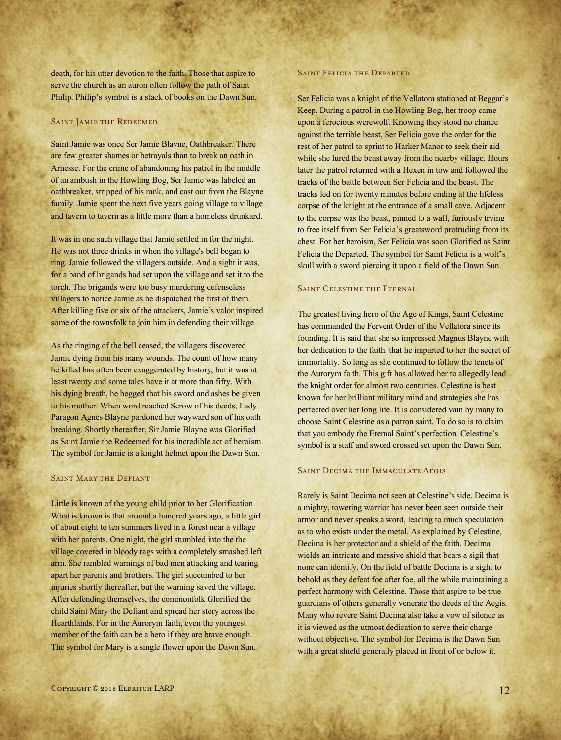death, for his utter devotion to the faith. Those that aspire to serve the church as an auron often follow the path of Saint Philip. Philip's symbol is a stack of books on the Dawn Sun.

### Saint Jamie the Redeemed

Saint Jamie was once Ser Jamie Blayne, Oathbreaker. There are few greater shames or betrayals than to break an oath in Arnesse. For the crime of abandoning his patrol in the middle of an ambush in the Howling Bog, Ser Jamie was labeled an oathbreaker, stripped of his rank, and cast out from the Blayne family. Jamie spent the next five years going village to village and tavern to tavern as a little more than a homeless drunkard.

It was in one such village that Jamie settled in for the night. He was not three drinks in when the village's bell began to ring. Jamie followed the villagers outside. And a sight it was, for a band of brigands had set upon the village and set it to the torch. The brigands were too busy murdering defenseless villagers to notice Jamie as he dispatched the first of them. After killing five or six of the attackers, Jamie's valor inspired some of the townsfolk to join him in defending their village.

As the ringing of the bell ceased, the villagers discovered Jamie dying from his many wounds. The count of how many he killed has often been exaggerated by history, but it was at least twenty and some tales have it at more than fifty. With his dying breath, he begged that his sword and ashes be given to his mother. When word reached Scrow of his deeds, Lady Paragon Agnes Blayne pardoned her wayward son of his oath breaking. Shortly thereafter, Sir Jamie Blayne was Glorified as Saint Jamie the Redeemed for his incredible act of heroism. The symbol for Jamie is a knight helmet upon the Dawn Sun.

### Saint Mary the Defiant

Little is known of the young child prior to her Glorification. What is known is that around a hundred years ago, a little girl of about eight to ten summers lived in a forest near a village with her parents. One night, the girl stumbled into the the village covered in bloody rags with a completely smashed left arm. She rambled warnings of bad men attacking and tearing apart her parents and brothers. The girl succumbed to her injuries shortly thereafter, but the warning saved the village. After defending themselves, the commonfolk Glorified the child Saint Mary the Defiant and spread her story across the Hearthlands. For in the Aurorym faith, even the youngest member of the faith can be a hero if they are brave enough. The symbol for Mary is a single flower upon the Dawn Sun.

### Saint Felicia the Departed

Ser Felicia was a knight of the Vellatora stationed at Beggar's Keep. During a patrol in the Howling Bog, her troop came upon a ferocious werewolf. Knowing they stood no chance against the terrible beast, Ser Felicia gave the order for the rest of her patrol to sprint to Harker Manor to seek their aid while she lured the beast away from the nearby village. Hours later the patrol returned with a Hexen in tow and followed the tracks of the battle between Ser Felicia and the beast. The tracks led on for twenty minutes before ending at the lifeless corpse of the knight at the entrance of a small cave. Adjacent to the corpse was the beast, pinned to a wall, furiously trying to free itself from Ser Felicia's greatsword protruding from its chest. For her heroism, Ser Felicia was soon Glorified as Saint Felicia the Departed. The symbol for Saint Felicia is a wolf's skull with a sword piercing it upon a field of the Dawn Sun.

### Saint Celestine the Eternal

The greatest living hero of the Age of Kings, Saint Celestine has commanded the Fervent Order of the Vellatora since its founding. It is said that she so impressed Magnus Blayne with her dedication to the faith, that he imparted to her the secret of immortality. So long as she continued to follow the tenets of the Aurorym faith. This gift has allowed her to allegedly lead the knight order for almost two centuries. Celestine is best known for her brilliant military mind and strategies she has perfected over her long life. It is considered vain by many to choose Saint Celestine as a patron saint. To do so is to claim that you embody the Eternal Saint's perfection. Celestine's symbol is a staff and sword crossed set upon the Dawn Sun.

### Saint Decima the Immaculate Aegis

Rarely is Saint Decima not seen at Celestine's side. Decima is a mighty, towering warrior has never been seen outside their armor and never speaks a word, leading to much speculation as to who exists under the metal. As explained by Celestine, Decima is her protector and a shield of the faith. Decima wields an intricate and massive shield that bears a sigil that none can identify. On the field of battle Decima is a sight to behold as they defeat foe after foe, all the while maintaining a perfect harmony with Celestine. Those that aspire to be true guardians of others generally venerate the deeds of the Aegis. Many who revere Saint Decima also take a vow of silence as it is viewed as the utmost dedication to serve their charge without objective. The symbol for Decima is the Dawn Sun with a great shield generally placed in front of or below it.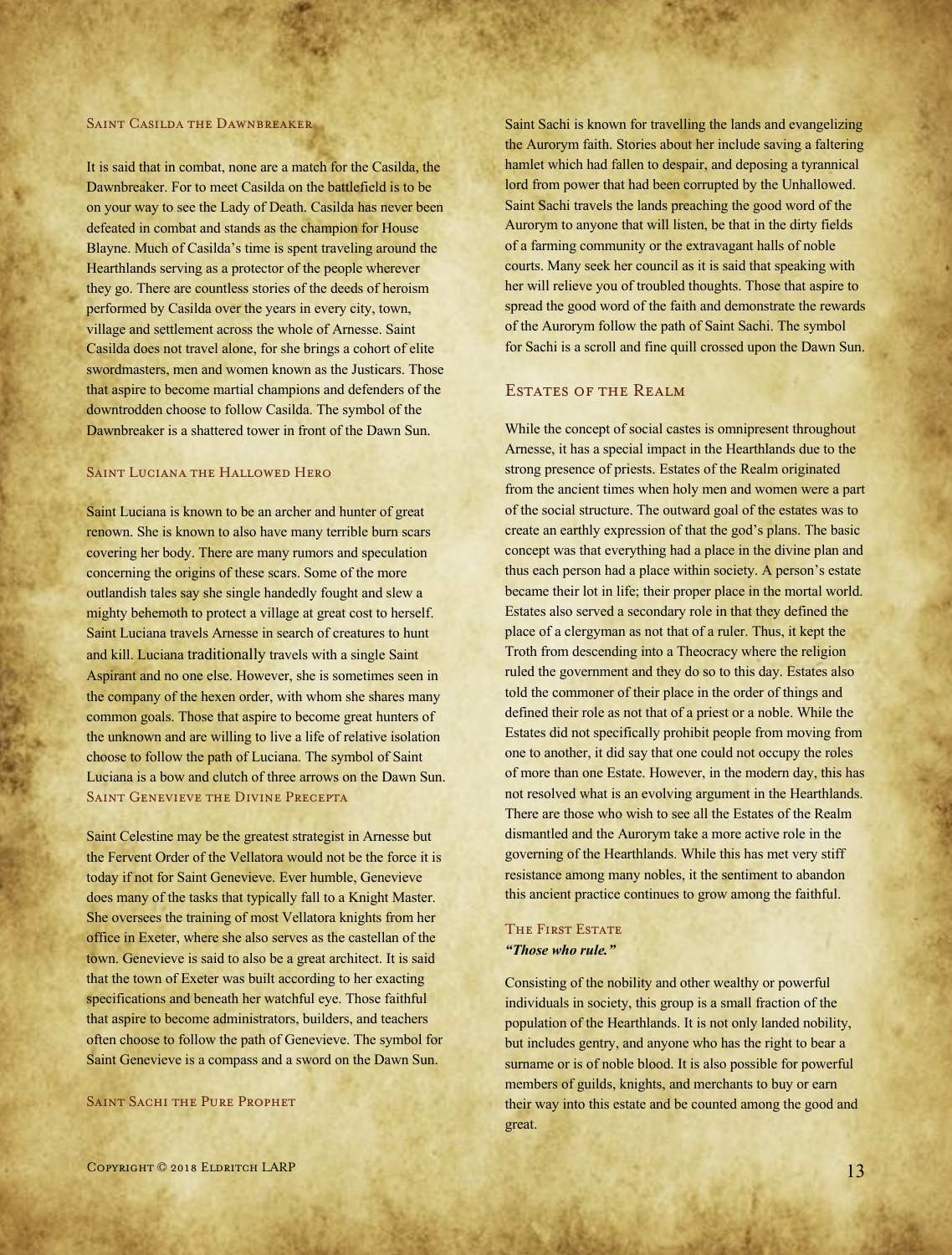### Saint Casilda the Dawnbreaker

It is said that in combat, none are a match for the Casilda, the Dawnbreaker. For to meet Casilda on the battlefield is to be on your way to see the Lady of Death. Casilda has never been defeated in combat and stands as the champion for House Blayne. Much of Casilda's time is spent traveling around the Hearthlands serving as a protector of the people wherever they go. There are countless stories of the deeds of heroism performed by Casilda over the years in every city, town, village and settlement across the whole of Arnesse. Saint Casilda does not travel alone, for she brings a cohort of elite swordmasters, men and women known as the Justicars. Those that aspire to become martial champions and defenders of the downtrodden choose to follow Casilda. The symbol of the Dawnbreaker is a shattered tower in front of the Dawn Sun.

### Saint Luciana the Hallowed Hero

Saint Luciana is known to be an archer and hunter of great renown. She is known to also have many terrible burn scars covering her body. There are many rumors and speculation concerning the origins of these scars. Some of the more outlandish tales say she single handedly fought and slew a mighty behemoth to protect a village at great cost to herself. Saint Luciana travels Arnesse in search of creatures to hunt and kill. Luciana traditionally travels with a single Saint Aspirant and no one else. However, she is sometimes seen in the company of the hexen order, with whom she shares many common goals. Those that aspire to become great hunters of the unknown and are willing to live a life of relative isolation choose to follow the path of Luciana. The symbol of Saint Luciana is a bow and clutch of three arrows on the Dawn Sun.

### Saint Genevieve the Divine Precepta

Saint Celestine may be the greatest strategist in Arnesse but the Fervent Order of the Vellatora would not be the force it is today if not for Saint Genevieve. Ever humble, Genevieve does many of the tasks that typically fall to a Knight Master. She oversees the training of most Vellatora knights from her office in Exeter, where she also serves as the castellan of the town. Genevieve is said to also be a great architect. It is said that the town of Exeter was built according to her exacting specifications and beneath her watchful eye. Those faithful that aspire to become administrators, builders, and teachers often choose to follow the path of Genevieve. The symbol for Saint Genevieve is a compass and a sword on the Dawn Sun.

### Saint Sachi the Pure Prophet

Saint Sachi is known for travelling the lands and evangelizing the Aurorym faith. Stories about her include saving a faltering hamlet which had fallen to despair, and deposing a tyrannical lord from power that had been corrupted by the Unhallowed. Saint Sachi travels the lands preaching the good word of the Aurorym to anyone that will listen, be that in the dirty fields of a farming community or the extravagant halls of noble courts. Many seek her council as it is said that speaking with her will relieve you of troubled thoughts. Those that aspire to spread the good word of the faith and demonstrate the rewards of the Aurorym follow the path of Saint Sachi. The symbol for Sachi is a scroll and fine quill crossed upon the Dawn Sun.

## Estates of the Realm

While the concept of social castes is omnipresent throughout Arnesse, it has a special impact in the Hearthlands due to the strong presence of priests. Estates of the Realm originated from the ancient times when holy men and women were a part of the social structure. The outward goal of the estates was to create an earthly expression of that the god's plans. The basic concept was that everything had a place in the divine plan and thus each person had a place within society. A person's estate became their lot in life; their proper place in the mortal world. Estates also served a secondary role in that they defined the place of a clergyman as not that of a ruler. Thus, it kept the Troth from descending into a Theocracy where the religion ruled the government and they do so to this day. Estates also told the commoner of their place in the order of things and defined their role as not that of a priest or a noble. While the Estates did not specifically prohibit people from moving from one to another, it did say that one could not occupy the roles of more than one Estate. However, in the modern day, this has not resolved what is an evolving argument in the Hearthlands. There are those who wish to see all the Estates of the Realm dismantled and the Aurorym take a more active role in the governing of the Hearthlands. While this has met very stiff resistance among many nobles, it the sentiment to abandon this ancient practice continues to grow among the faithful.

### The First Estate

***"Those who rule."***

Consisting of the nobility and other wealthy or powerful individuals in society, this group is a small fraction of the population of the Hearthlands. It is not only landed nobility, but includes gentry, and anyone who has the right to bear a surname or is of noble blood. It is also possible for powerful members of guilds, knights, and merchants to buy or earn their way into this estate and be counted among the good and great.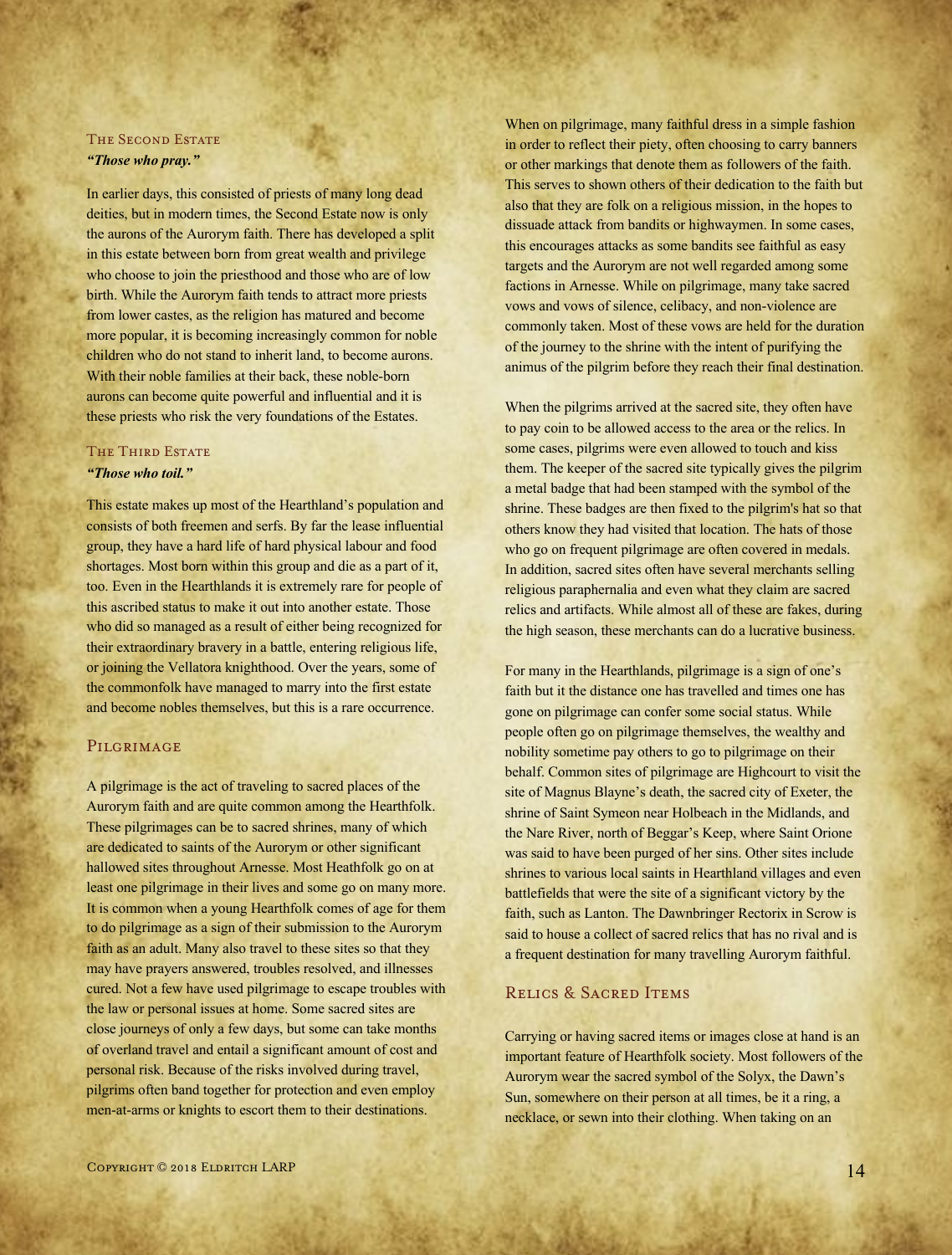### The Second Estate

***"Those who pray."***

In earlier days, this consisted of priests of many long dead deities, but in modern times, the Second Estate now is only the aurons of the Aurorym faith. There has developed a split in this estate between born from great wealth and privilege who choose to join the priesthood and those who are of low birth. While the Aurorym faith tends to attract more priests from lower castes, as the religion has matured and become more popular, it is becoming increasingly common for noble children who do not stand to inherit land, to become aurons. With their noble families at their back, these noble-born aurons can become quite powerful and influential and it is these priests who risk the very foundations of the Estates.

### The Third Estate

***"Those who toil."***

This estate makes up most of the Hearthland's population and consists of both freemen and serfs. By far the lease influential group, they have a hard life of hard physical labour and food shortages. Most born within this group and die as a part of it, too. Even in the Hearthlands it is extremely rare for people of this ascribed status to make it out into another estate. Those who did so managed as a result of either being recognized for their extraordinary bravery in a battle, entering religious life, or joining the Vellatora knighthood. Over the years, some of the commonfolk have managed to marry into the first estate and become nobles themselves, but this is a rare occurrence.

## Pilgrimage

A pilgrimage is the act of traveling to sacred places of the Aurorym faith and are quite common among the Hearthfolk. These pilgrimages can be to sacred shrines, many of which are dedicated to saints of the Aurorym or other significant hallowed sites throughout Arnesse. Most Heathfolk go on at least one pilgrimage in their lives and some go on many more. It is common when a young Hearthfolk comes of age for them to do pilgrimage as a sign of their submission to the Aurorym faith as an adult. Many also travel to these sites so that they may have prayers answered, troubles resolved, and illnesses cured. Not a few have used pilgrimage to escape troubles with the law or personal issues at home. Some sacred sites are close journeys of only a few days, but some can take months of overland travel and entail a significant amount of cost and personal risk. Because of the risks involved during travel, pilgrims often band together for protection and even employ men-at-arms or knights to escort them to their destinations.

When on pilgrimage, many faithful dress in a simple fashion in order to reflect their piety, often choosing to carry banners or other markings that denote them as followers of the faith. This serves to shown others of their dedication to the faith but also that they are folk on a religious mission, in the hopes to dissuade attack from bandits or highwaymen. In some cases, this encourages attacks as some bandits see faithful as easy targets and the Aurorym are not well regarded among some factions in Arnesse. While on pilgrimage, many take sacred vows and vows of silence, celibacy, and non-violence are commonly taken. Most of these vows are held for the duration of the journey to the shrine with the intent of purifying the animus of the pilgrim before they reach their final destination.

When the pilgrims arrived at the sacred site, they often have to pay coin to be allowed access to the area or the relics. In some cases, pilgrims were even allowed to touch and kiss them. The keeper of the sacred site typically gives the pilgrim a metal badge that had been stamped with the symbol of the shrine. These badges are then fixed to the pilgrim's hat so that others know they had visited that location. The hats of those who go on frequent pilgrimage are often covered in medals. In addition, sacred sites often have several merchants selling religious paraphernalia and even what they claim are sacred relics and artifacts. While almost all of these are fakes, during the high season, these merchants can do a lucrative business.

For many in the Hearthlands, pilgrimage is a sign of one's faith but it the distance one has travelled and times one has gone on pilgrimage can confer some social status. While people often go on pilgrimage themselves, the wealthy and nobility sometime pay others to go to pilgrimage on their behalf. Common sites of pilgrimage are Highcourt to visit the site of Magnus Blayne's death, the sacred city of Exeter, the shrine of Saint Symeon near Holbeach in the Midlands, and the Nare River, north of Beggar's Keep, where Saint Orione was said to have been purged of her sins. Other sites include shrines to various local saints in Hearthland villages and even battlefields that were the site of a significant victory by the faith, such as Lanton. The Dawnbringer Rectorix in Scrow is said to house a collect of sacred relics that has no rival and is a frequent destination for many travelling Aurorym faithful.

## Relics & Sacred Items

Carrying or having sacred items or images close at hand is an important feature of Hearthfolk society. Most followers of the Aurorym wear the sacred symbol of the Solyx, the Dawn's Sun, somewhere on their person at all times, be it a ring, a necklace, or sewn into their clothing. When taking on an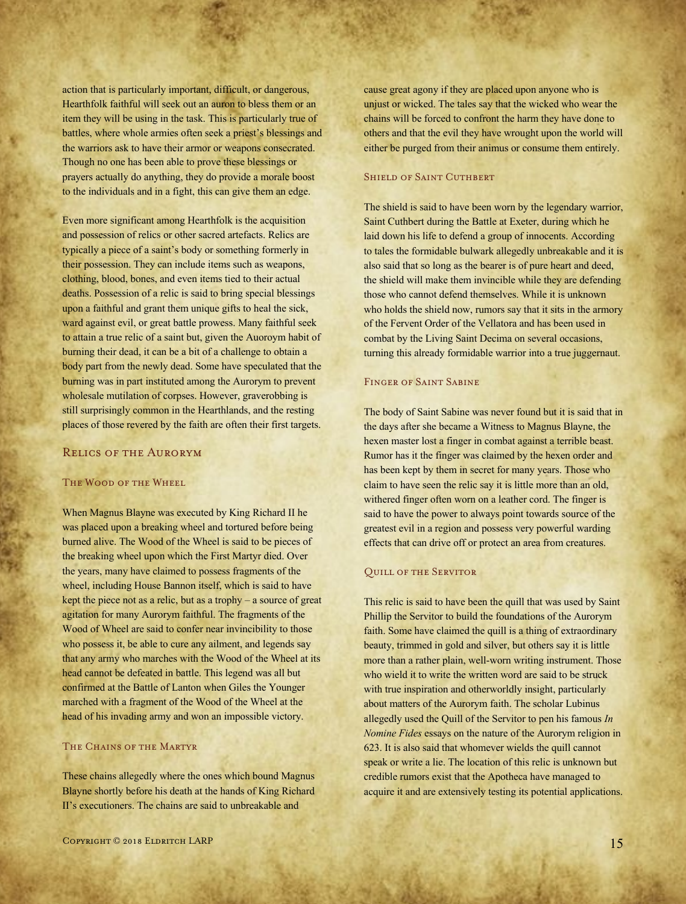action that is particularly important, difficult, or dangerous, Hearthfolk faithful will seek out an auron to bless them or an item they will be using in the task. This is particularly true of battles, where whole armies often seek a priest's blessings and the warriors ask to have their armor or weapons consecrated. Though no one has been able to prove these blessings or prayers actually do anything, they do provide a morale boost to the individuals and in a fight, this can give them an edge.

Even more significant among Hearthfolk is the acquisition and possession of relics or other sacred artefacts. Relics are typically a piece of a saint's body or something formerly in their possession. They can include items such as weapons, clothing, blood, bones, and even items tied to their actual deaths. Possession of a relic is said to bring special blessings upon a faithful and grant them unique gifts to heal the sick, ward against evil, or great battle prowess. Many faithful seek to attain a true relic of a saint but, given the Auoroym habit of burning their dead, it can be a bit of a challenge to obtain a body part from the newly dead. Some have speculated that the burning was in part instituted among the Aurorym to prevent wholesale mutilation of corpses. However, graverobbing is still surprisingly common in the Hearthlands, and the resting places of those revered by the faith are often their first targets.

## Relics of the Aurorym

### The Wood of the Wheel

When Magnus Blayne was executed by King Richard II he was placed upon a breaking wheel and tortured before being burned alive. The Wood of the Wheel is said to be pieces of the breaking wheel upon which the First Martyr died. Over the years, many have claimed to possess fragments of the wheel, including House Bannon itself, which is said to have kept the piece not as a relic, but as a trophy – a source of great agitation for many Aurorym faithful. The fragments of the Wood of Wheel are said to confer near invincibility to those who possess it, be able to cure any ailment, and legends say that any army who marches with the Wood of the Wheel at its head cannot be defeated in battle. This legend was all but confirmed at the Battle of Lanton when Giles the Younger marched with a fragment of the Wood of the Wheel at the head of his invading army and won an impossible victory.

### The Chains of the Martyr

These chains allegedly where the ones which bound Magnus Blayne shortly before his death at the hands of King Richard II's executioners. The chains are said to unbreakable and cause great agony if they are placed upon anyone who is unjust or wicked. The tales say that the wicked who wear the chains will be forced to confront the harm they have done to others and that the evil they have wrought upon the world will either be purged from their animus or consume them entirely.

### Shield of Saint Cuthbert

The shield is said to have been worn by the legendary warrior, Saint Cuthbert during the Battle at Exeter, during which he laid down his life to defend a group of innocents. According to tales the formidable bulwark allegedly unbreakable and it is also said that so long as the bearer is of pure heart and deed, the shield will make them invincible while they are defending those who cannot defend themselves. While it is unknown who holds the shield now, rumors say that it sits in the armory of the Fervent Order of the Vellatora and has been used in combat by the Living Saint Decima on several occasions, turning this already formidable warrior into a true juggernaut.

### Finger of Saint Sabine

The body of Saint Sabine was never found but it is said that in the days after she became a Witness to Magnus Blayne, the hexen master lost a finger in combat against a terrible beast. Rumor has it the finger was claimed by the hexen order and has been kept by them in secret for many years. Those who claim to have seen the relic say it is little more than an old, withered finger often worn on a leather cord. The finger is said to have the power to always point towards source of the greatest evil in a region and possess very powerful warding effects that can drive off or protect an area from creatures.

### Quill of the Servitor

This relic is said to have been the quill that was used by Saint Phillip the Servitor to build the foundations of the Aurorym faith. Some have claimed the quill is a thing of extraordinary beauty, trimmed in gold and silver, but others say it is little more than a rather plain, well-worn writing instrument. Those who wield it to write the written word are said to be struck with true inspiration and otherworldly insight, particularly about matters of the Aurorym faith. The scholar Lubinus allegedly used the Quill of the Servitor to pen his famous *In Nomine Fides* essays on the nature of the Aurorym religion in 623. It is also said that whomever wields the quill cannot speak or write a lie. The location of this relic is unknown but credible rumors exist that the Apotheca have managed to acquire it and are extensively testing its potential applications.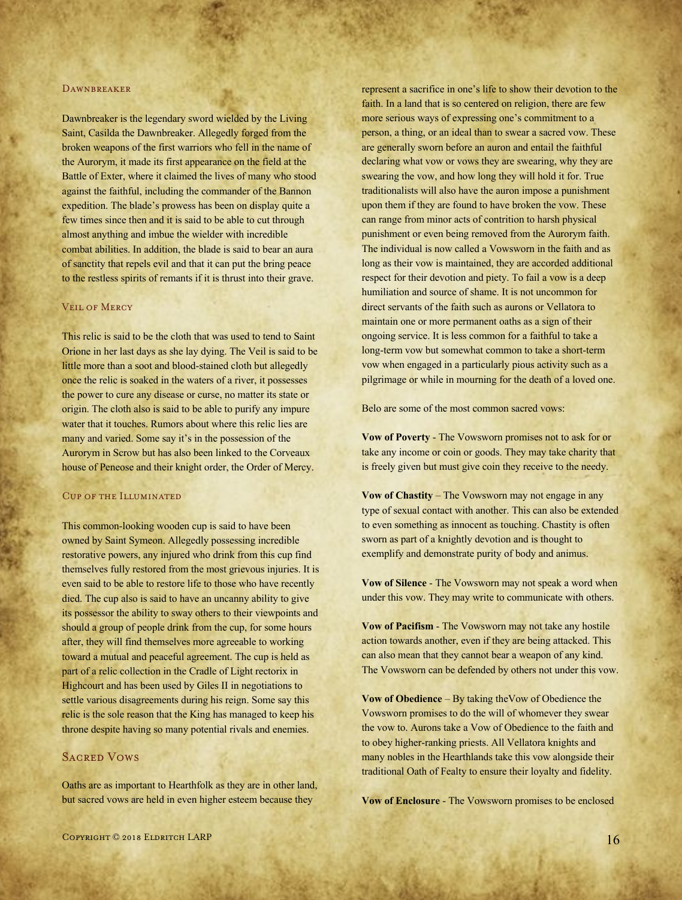### Dawnbreaker

Dawnbreaker is the legendary sword wielded by the Living Saint, Casilda the Dawnbreaker. Allegedly forged from the broken weapons of the first warriors who fell in the name of the Aurorym, it made its first appearance on the field at the Battle of Exter, where it claimed the lives of many who stood against the faithful, including the commander of the Bannon expedition. The blade's prowess has been on display quite a few times since then and it is said to be able to cut through almost anything and imbue the wielder with incredible combat abilities. In addition, the blade is said to bear an aura of sanctity that repels evil and that it can put the bring peace to the restless spirits of remants if it is thrust into their grave.

### Veil of Mercy

This relic is said to be the cloth that was used to tend to Saint Orione in her last days as she lay dying. The Veil is said to be little more than a soot and blood-stained cloth but allegedly once the relic is soaked in the waters of a river, it possesses the power to cure any disease or curse, no matter its state or origin. The cloth also is said to be able to purify any impure water that it touches. Rumors about where this relic lies are many and varied. Some say it's in the possession of the Aurorym in Scrow but has also been linked to the Corveaux house of Peneose and their knight order, the Order of Mercy.

### Cup of the Illuminated

This common-looking wooden cup is said to have been owned by Saint Symeon. Allegedly possessing incredible restorative powers, any injured who drink from this cup find themselves fully restored from the most grievous injuries. It is even said to be able to restore life to those who have recently died. The cup also is said to have an uncanny ability to give its possessor the ability to sway others to their viewpoints and should a group of people drink from the cup, for some hours after, they will find themselves more agreeable to working toward a mutual and peaceful agreement. The cup is held as part of a relic collection in the Cradle of Light rectorix in Highcourt and has been used by Giles II in negotiations to settle various disagreements during his reign. Some say this relic is the sole reason that the King has managed to keep his throne despite having so many potential rivals and enemies.

## Sacred Vows

Oaths are as important to Hearthfolk as they are in other land, but sacred vows are held in even higher esteem because they represent a sacrifice in one's life to show their devotion to the faith. In a land that is so centered on religion, there are few more serious ways of expressing one's commitment to a person, a thing, or an ideal than to swear a sacred vow. These are generally sworn before an auron and entail the faithful declaring what vow or vows they are swearing, why they are swearing the vow, and how long they will hold it for. True traditionalists will also have the auron impose a punishment upon them if they are found to have broken the vow. These can range from minor acts of contrition to harsh physical punishment or even being removed from the Aurorym faith. The individual is now called a Vowsworn in the faith and as long as their vow is maintained, they are accorded additional respect for their devotion and piety. To fail a vow is a deep humiliation and source of shame. It is not uncommon for direct servants of the faith such as aurons or Vellatora to maintain one or more permanent oaths as a sign of their ongoing service. It is less common for a faithful to take a long-term vow but somewhat common to take a short-term vow when engaged in a particularly pious activity such as a pilgrimage or while in mourning for the death of a loved one.

Belo are some of the most common sacred vows:

**Vow of Poverty** - The Vowsworn promises not to ask for or take any income or coin or goods. They may take charity that is freely given but must give coin they receive to the needy.

**Vow of Chastity** – The Vowsworn may not engage in any type of sexual contact with another. This can also be extended to even something as innocent as touching. Chastity is often sworn as part of a knightly devotion and is thought to exemplify and demonstrate purity of body and animus.

**Vow of Silence** - The Vowsworn may not speak a word when under this vow. They may write to communicate with others.

**Vow of Pacifism** - The Vowsworn may not take any hostile action towards another, even if they are being attacked. This can also mean that they cannot bear a weapon of any kind. The Vowsworn can be defended by others not under this vow.

**Vow of Obedience** – By taking theVow of Obedience the Vowsworn promises to do the will of whomever they swear the vow to. Aurons take a Vow of Obedience to the faith and to obey higher-ranking priests. All Vellatora knights and many nobles in the Hearthlands take this vow alongside their traditional Oath of Fealty to ensure their loyalty and fidelity.

**Vow of Enclosure** - The Vowsworn promises to be enclosed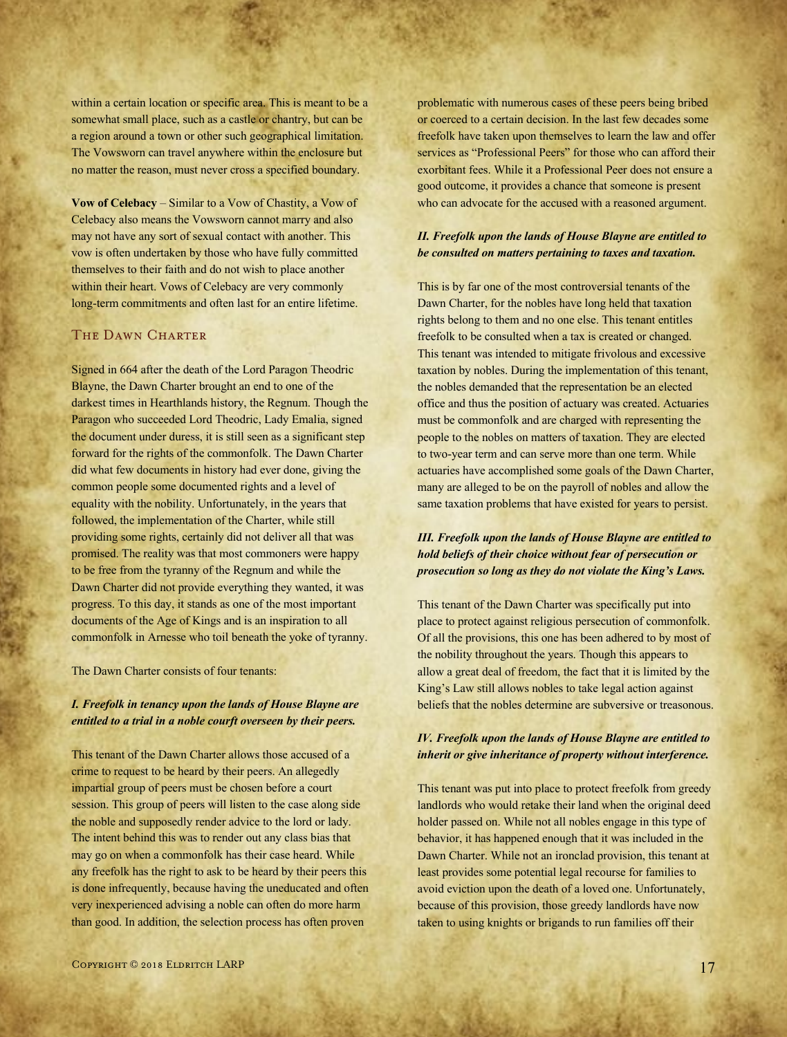within a certain location or specific area. This is meant to be a somewhat small place, such as a castle or chantry, but can be a region around a town or other such geographical limitation. The Vowsworn can travel anywhere within the enclosure but no matter the reason, must never cross a specified boundary.

**Vow of Celebacy** – Similar to a Vow of Chastity, a Vow of Celebacy also means the Vowsworn cannot marry and also may not have any sort of sexual contact with another. This vow is often undertaken by those who have fully committed themselves to their faith and do not wish to place another within their heart. Vows of Celebacy are very commonly long-term commitments and often last for an entire lifetime.

## The Dawn Charter

Signed in 664 after the death of the Lord Paragon Theodric Blayne, the Dawn Charter brought an end to one of the darkest times in Hearthlands history, the Regnum. Though the Paragon who succeeded Lord Theodric, Lady Emalia, signed the document under duress, it is still seen as a significant step forward for the rights of the commonfolk. The Dawn Charter did what few documents in history had ever done, giving the common people some documented rights and a level of equality with the nobility. Unfortunately, in the years that followed, the implementation of the Charter, while still providing some rights, certainly did not deliver all that was promised. The reality was that most commoners were happy to be free from the tyranny of the Regnum and while the Dawn Charter did not provide everything they wanted, it was progress. To this day, it stands as one of the most important documents of the Age of Kings and is an inspiration to all commonfolk in Arnesse who toil beneath the yoke of tyranny.

The Dawn Charter consists of four tenants:

***I. Freefolk in tenancy upon the lands of House Blayne are entitled to a trial in a noble courft overseen by their peers.***

This tenant of the Dawn Charter allows those accused of a crime to request to be heard by their peers. An allegedly impartial group of peers must be chosen before a court session. This group of peers will listen to the case along side the noble and supposedly render advice to the lord or lady. The intent behind this was to render out any class bias that may go on when a commonfolk has their case heard. While any freefolk has the right to ask to be heard by their peers this is done infrequently, because having the uneducated and often very inexperienced advising a noble can often do more harm than good. In addition, the selection process has often proven problematic with numerous cases of these peers being bribed or coerced to a certain decision. In the last few decades some freefolk have taken upon themselves to learn the law and offer services as "Professional Peers" for those who can afford their exorbitant fees. While it a Professional Peer does not ensure a good outcome, it provides a chance that someone is present who can advocate for the accused with a reasoned argument.

***II. Freefolk upon the lands of House Blayne are entitled to be consulted on matters pertaining to taxes and taxation.***

This is by far one of the most controversial tenants of the Dawn Charter, for the nobles have long held that taxation rights belong to them and no one else. This tenant entitles freefolk to be consulted when a tax is created or changed. This tenant was intended to mitigate frivolous and excessive taxation by nobles. During the implementation of this tenant, the nobles demanded that the representation be an elected office and thus the position of actuary was created. Actuaries must be commonfolk and are charged with representing the people to the nobles on matters of taxation. They are elected to two-year term and can serve more than one term. While actuaries have accomplished some goals of the Dawn Charter, many are alleged to be on the payroll of nobles and allow the same taxation problems that have existed for years to persist.

***III. Freefolk upon the lands of House Blayne are entitled to hold beliefs of their choice without fear of persecution or prosecution so long as they do not violate the King's Laws.***

This tenant of the Dawn Charter was specifically put into place to protect against religious persecution of commonfolk. Of all the provisions, this one has been adhered to by most of the nobility throughout the years. Though this appears to allow a great deal of freedom, the fact that it is limited by the King's Law still allows nobles to take legal action against beliefs that the nobles determine are subversive or treasonous.

***IV. Freefolk upon the lands of House Blayne are entitled to inherit or give inheritance of property without interference.***

This tenant was put into place to protect freefolk from greedy landlords who would retake their land when the original deed holder passed on. While not all nobles engage in this type of behavior, it has happened enough that it was included in the Dawn Charter. While not an ironclad provision, this tenant at least provides some potential legal recourse for families to avoid eviction upon the death of a loved one. Unfortunately, because of this provision, those greedy landlords have now taken to using knights or brigands to run families off their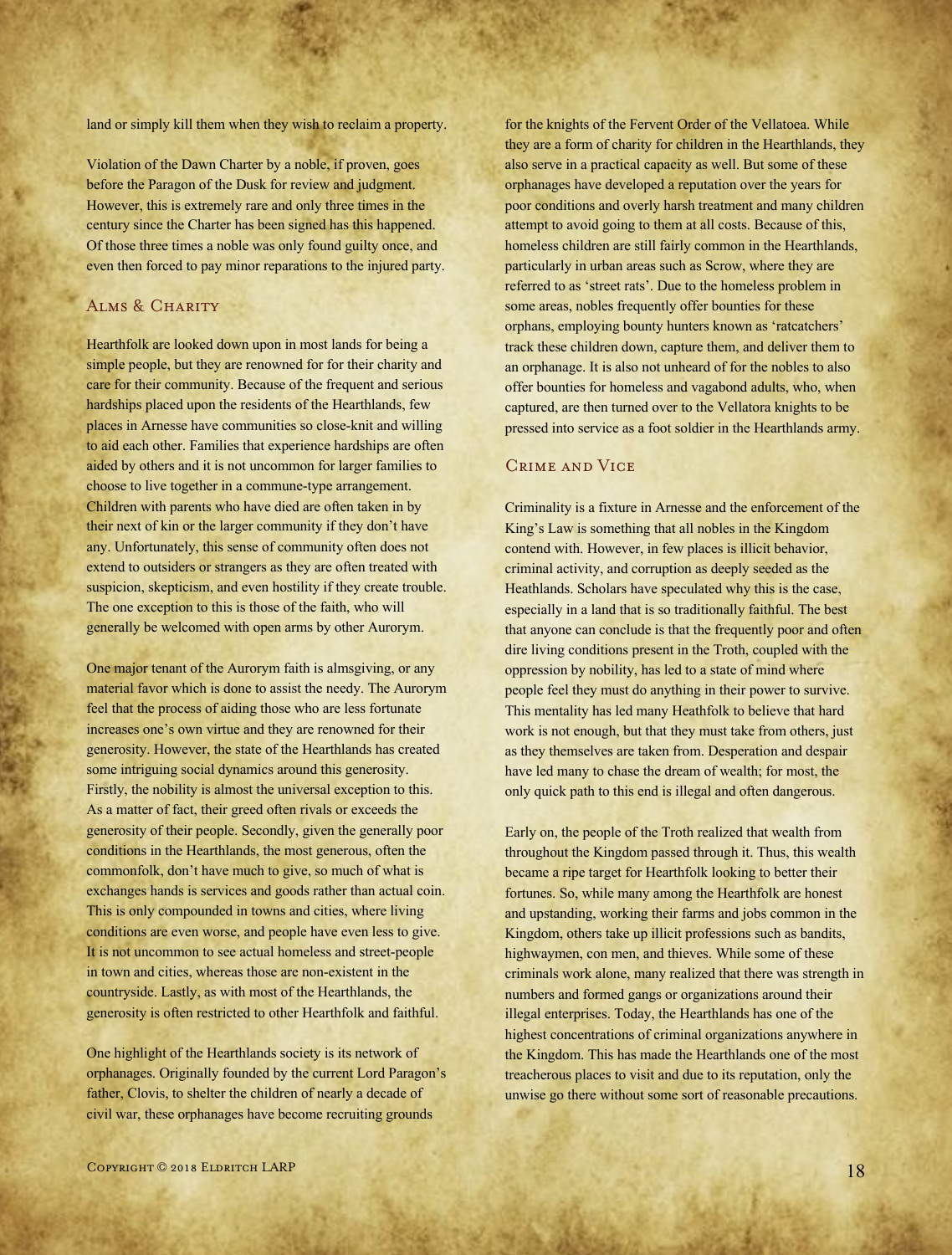land or simply kill them when they wish to reclaim a property.

Violation of the Dawn Charter by a noble, if proven, goes before the Paragon of the Dusk for review and judgment. However, this is extremely rare and only three times in the century since the Charter has been signed has this happened. Of those three times a noble was only found guilty once, and even then forced to pay minor reparations to the injured party.

### Alms & Charity

Hearthfolk are looked down upon in most lands for being a simple people, but they are renowned for for their charity and care for their community. Because of the frequent and serious hardships placed upon the residents of the Hearthlands, few places in Arnesse have communities so close-knit and willing to aid each other. Families that experience hardships are often aided by others and it is not uncommon for larger families to choose to live together in a commune-type arrangement. Children with parents who have died are often taken in by their next of kin or the larger community if they don't have any. Unfortunately, this sense of community often does not extend to outsiders or strangers as they are often treated with suspicion, skepticism, and even hostility if they create trouble. The one exception to this is those of the faith, who will generally be welcomed with open arms by other Aurorym.

One major tenant of the Aurorym faith is almsgiving, or any material favor which is done to assist the needy. The Aurorym feel that the process of aiding those who are less fortunate increases one's own virtue and they are renowned for their generosity. However, the state of the Hearthlands has created some intriguing social dynamics around this generosity. Firstly, the nobility is almost the universal exception to this. As a matter of fact, their greed often rivals or exceeds the generosity of their people. Secondly, given the generally poor conditions in the Hearthlands, the most generous, often the commonfolk, don't have much to give, so much of what is exchanges hands is services and goods rather than actual coin. This is only compounded in towns and cities, where living conditions are even worse, and people have even less to give. It is not uncommon to see actual homeless and street-people in town and cities, whereas those are non-existent in the countryside. Lastly, as with most of the Hearthlands, the generosity is often restricted to other Hearthfolk and faithful.

One highlight of the Hearthlands society is its network of orphanages. Originally founded by the current Lord Paragon's father, Clovis, to shelter the children of nearly a decade of civil war, these orphanages have become recruiting grounds for the knights of the Fervent Order of the Vellatoea. While they are a form of charity for children in the Hearthlands, they also serve in a practical capacity as well. But some of these orphanages have developed a reputation over the years for poor conditions and overly harsh treatment and many children attempt to avoid going to them at all costs. Because of this, homeless children are still fairly common in the Hearthlands, particularly in urban areas such as Scrow, where they are referred to as 'street rats'. Due to the homeless problem in some areas, nobles frequently offer bounties for these orphans, employing bounty hunters known as 'ratcatchers' track these children down, capture them, and deliver them to an orphanage. It is also not unheard of for the nobles to also offer bounties for homeless and vagabond adults, who, when captured, are then turned over to the Vellatora knights to be pressed into service as a foot soldier in the Hearthlands army.

### Crime and Vice

Criminality is a fixture in Arnesse and the enforcement of the King's Law is something that all nobles in the Kingdom contend with. However, in few places is illicit behavior, criminal activity, and corruption as deeply seeded as the Heathlands. Scholars have speculated why this is the case, especially in a land that is so traditionally faithful. The best that anyone can conclude is that the frequently poor and often dire living conditions present in the Troth, coupled with the oppression by nobility, has led to a state of mind where people feel they must do anything in their power to survive. This mentality has led many Heathfolk to believe that hard work is not enough, but that they must take from others, just as they themselves are taken from. Desperation and despair have led many to chase the dream of wealth; for most, the only quick path to this end is illegal and often dangerous.

Early on, the people of the Troth realized that wealth from throughout the Kingdom passed through it. Thus, this wealth became a ripe target for Hearthfolk looking to better their fortunes. So, while many among the Hearthfolk are honest and upstanding, working their farms and jobs common in the Kingdom, others take up illicit professions such as bandits, highwaymen, con men, and thieves. While some of these criminals work alone, many realized that there was strength in numbers and formed gangs or organizations around their illegal enterprises. Today, the Hearthlands has one of the highest concentrations of criminal organizations anywhere in the Kingdom. This has made the Hearthlands one of the most treacherous places to visit and due to its reputation, only the unwise go there without some sort of reasonable precautions.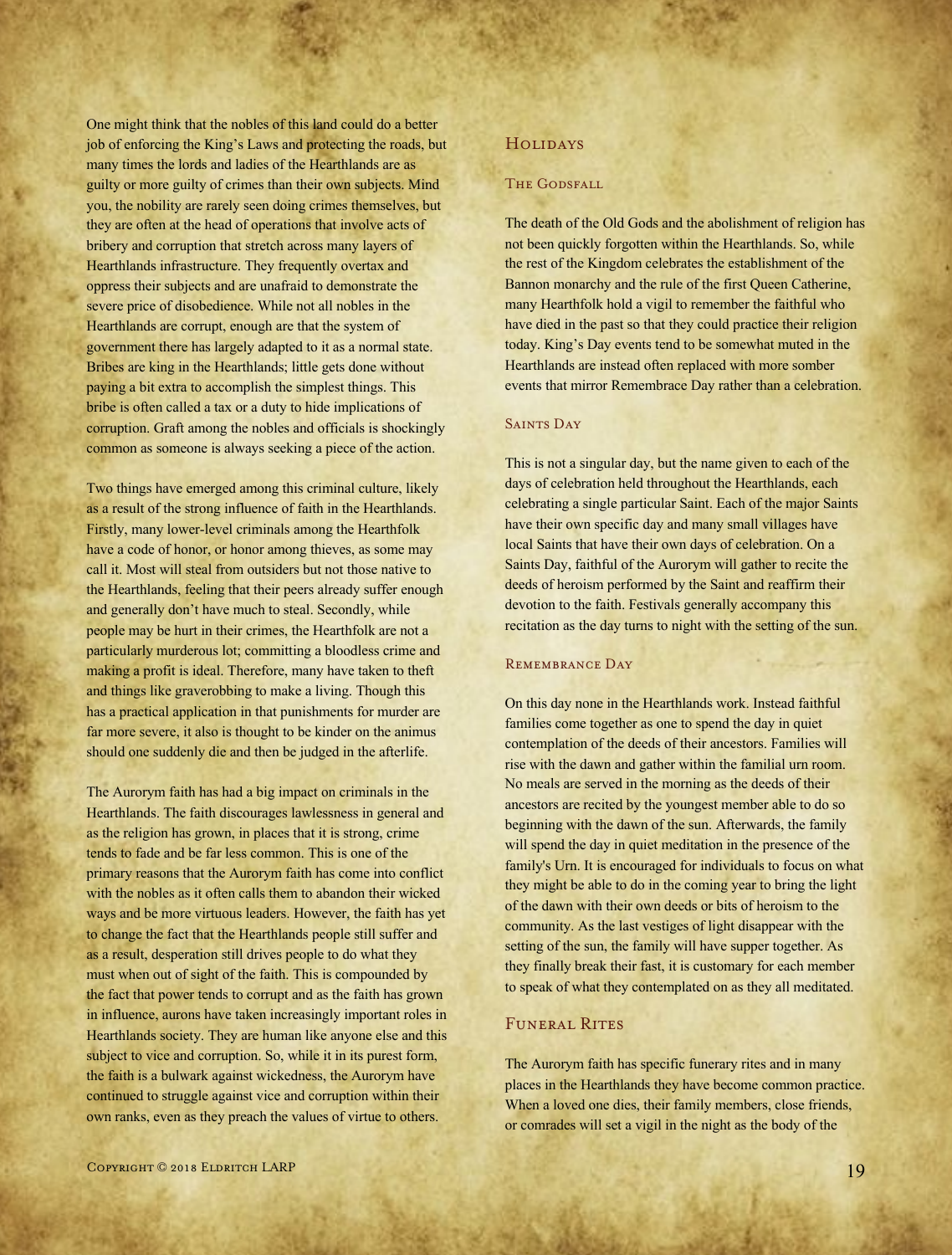One might think that the nobles of this land could do a better job of enforcing the King's Laws and protecting the roads, but many times the lords and ladies of the Hearthlands are as guilty or more guilty of crimes than their own subjects. Mind you, the nobility are rarely seen doing crimes themselves, but they are often at the head of operations that involve acts of bribery and corruption that stretch across many layers of Hearthlands infrastructure. They frequently overtax and oppress their subjects and are unafraid to demonstrate the severe price of disobedience. While not all nobles in the Hearthlands are corrupt, enough are that the system of government there has largely adapted to it as a normal state. Bribes are king in the Hearthlands; little gets done without paying a bit extra to accomplish the simplest things. This bribe is often called a tax or a duty to hide implications of corruption. Graft among the nobles and officials is shockingly common as someone is always seeking a piece of the action.

Two things have emerged among this criminal culture, likely as a result of the strong influence of faith in the Hearthlands. Firstly, many lower-level criminals among the Hearthfolk have a code of honor, or honor among thieves, as some may call it. Most will steal from outsiders but not those native to the Hearthlands, feeling that their peers already suffer enough and generally don't have much to steal. Secondly, while people may be hurt in their crimes, the Hearthfolk are not a particularly murderous lot; committing a bloodless crime and making a profit is ideal. Therefore, many have taken to theft and things like graverobbing to make a living. Though this has a practical application in that punishments for murder are far more severe, it also is thought to be kinder on the animus should one suddenly die and then be judged in the afterlife.

The Aurorym faith has had a big impact on criminals in the Hearthlands. The faith discourages lawlessness in general and as the religion has grown, in places that it is strong, crime tends to fade and be far less common. This is one of the primary reasons that the Aurorym faith has come into conflict with the nobles as it often calls them to abandon their wicked ways and be more virtuous leaders. However, the faith has yet to change the fact that the Hearthlands people still suffer and as a result, desperation still drives people to do what they must when out of sight of the faith. This is compounded by the fact that power tends to corrupt and as the faith has grown in influence, aurons have taken increasingly important roles in Hearthlands society. They are human like anyone else and this subject to vice and corruption. So, while it in its purest form, the faith is a bulwark against wickedness, the Aurorym have continued to struggle against vice and corruption within their own ranks, even as they preach the values of virtue to others.

## Holidays

### The Godsfall

The death of the Old Gods and the abolishment of religion has not been quickly forgotten within the Hearthlands. So, while the rest of the Kingdom celebrates the establishment of the Bannon monarchy and the rule of the first Queen Catherine, many Hearthfolk hold a vigil to remember the faithful who have died in the past so that they could practice their religion today. King's Day events tend to be somewhat muted in the Hearthlands are instead often replaced with more somber events that mirror Remembrace Day rather than a celebration.

### Saints Day

This is not a singular day, but the name given to each of the days of celebration held throughout the Hearthlands, each celebrating a single particular Saint. Each of the major Saints have their own specific day and many small villages have local Saints that have their own days of celebration. On a Saints Day, faithful of the Aurorym will gather to recite the deeds of heroism performed by the Saint and reaffirm their devotion to the faith. Festivals generally accompany this recitation as the day turns to night with the setting of the sun.

### Remembrance Day

On this day none in the Hearthlands work. Instead faithful families come together as one to spend the day in quiet contemplation of the deeds of their ancestors. Families will rise with the dawn and gather within the familial urn room. No meals are served in the morning as the deeds of their ancestors are recited by the youngest member able to do so beginning with the dawn of the sun. Afterwards, the family will spend the day in quiet meditation in the presence of the family's Urn. It is encouraged for individuals to focus on what they might be able to do in the coming year to bring the light of the dawn with their own deeds or bits of heroism to the community. As the last vestiges of light disappear with the setting of the sun, the family will have supper together. As they finally break their fast, it is customary for each member to speak of what they contemplated on as they all meditated.

## Funeral Rites

The Aurorym faith has specific funerary rites and in many places in the Hearthlands they have become common practice. When a loved one dies, their family members, close friends, or comrades will set a vigil in the night as the body of the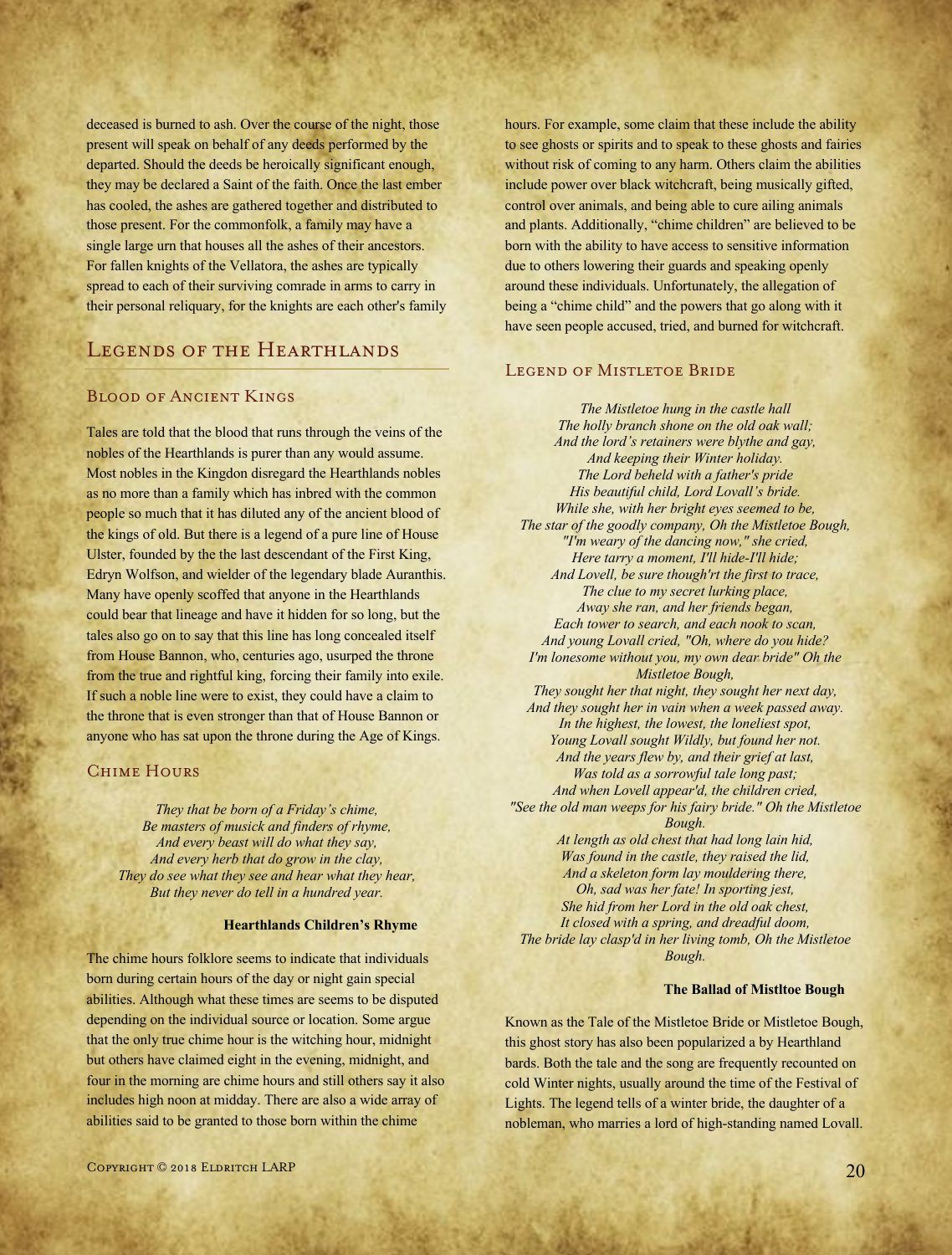deceased is burned to ash. Over the course of the night, those present will speak on behalf of any deeds performed by the departed. Should the deeds be heroically significant enough, they may be declared a Saint of the faith. Once the last ember has cooled, the ashes are gathered together and distributed to those present. For the commonfolk, a family may have a single large urn that houses all the ashes of their ancestors. For fallen knights of the Vellatora, the ashes are typically spread to each of their surviving comrade in arms to carry in their personal reliquary, for the knights are each other's family

## Legends of the Hearthlands

### Blood of Ancient Kings

Tales are told that the blood that runs through the veins of the nobles of the Hearthlands is purer than any would assume. Most nobles in the Kingdon disregard the Hearthlands nobles as no more than a family which has inbred with the common people so much that it has diluted any of the ancient blood of the kings of old. But there is a legend of a pure line of House Ulster, founded by the the last descendant of the First King, Edryn Wolfson, and wielder of the legendary blade Auranthis. Many have openly scoffed that anyone in the Hearthlands could bear that lineage and have it hidden for so long, but the tales also go on to say that this line has long concealed itself from House Bannon, who, centuries ago, usurped the throne from the true and rightful king, forcing their family into exile. If such a noble line were to exist, they could have a claim to the throne that is even stronger than that of House Bannon or anyone who has sat upon the throne during the Age of Kings.

### Chime Hours

*They that be born of a Friday's chime,*
*Be masters of musick and finders of rhyme,*
*And every beast will do what they say,*
*And every herb that do grow in the clay,*
*They do see what they see and hear what they hear,*
*But they never do tell in a hundred year.*

**Hearthlands Children's Rhyme**

The chime hours folklore seems to indicate that individuals born during certain hours of the day or night gain special abilities. Although what these times are seems to be disputed depending on the individual source or location. Some argue that the only true chime hour is the witching hour, midnight but others have claimed eight in the evening, midnight, and four in the morning are chime hours and still others say it also includes high noon at midday. There are also a wide array of abilities said to be granted to those born within the chime hours. For example, some claim that these include the ability to see ghosts or spirits and to speak to these ghosts and fairies without risk of coming to any harm. Others claim the abilities include power over black witchcraft, being musically gifted, control over animals, and being able to cure ailing animals and plants. Additionally, "chime children" are believed to be born with the ability to have access to sensitive information due to others lowering their guards and speaking openly around these individuals. Unfortunately, the allegation of being a "chime child" and the powers that go along with it have seen people accused, tried, and burned for witchcraft.

### Legend of Mistletoe Bride

*The Mistletoe hung in the castle hall*
*The holly branch shone on the old oak wall;*
*And the lord's retainers were blythe and gay,*
*And keeping their Winter holiday.*
*The Lord beheld with a father's pride*
*His beautiful child, Lord Lovall's bride.*
*While she, with her bright eyes seemed to be,*
*The star of the goodly company, Oh the Mistletoe Bough,*
*"I'm weary of the dancing now," she cried,*
*Here tarry a moment, I'll hide-I'll hide;*
*And Lovell, be sure though'rt the first to trace,*
*The clue to my secret lurking place,*
*Away she ran, and her friends began,*
*Each tower to search, and each nook to scan,*
*And young Lovall cried, "Oh, where do you hide?*
*I'm lonesome without you, my own dear bride" Oh the Mistletoe Bough,*
*They sought her that night, they sought her next day,*
*And they sought her in vain when a week passed away.*
*In the highest, the lowest, the loneliest spot,*
*Young Lovall sought Wildly, but found her not.*
*And the years flew by, and their grief at last,*
*Was told as a sorrowful tale long past;*
*And when Lovell appear'd, the children cried,*
*"See the old man weeps for his fairy bride." Oh the Mistletoe Bough.*
*At length as old chest that had long lain hid,*
*Was found in the castle, they raised the lid,*
*And a skeleton form lay mouldering there,*
*Oh, sad was her fate! In sporting jest,*
*She hid from her Lord in the old oak chest,*
*It closed with a spring, and dreadful doom,*
*The bride lay clasp'd in her living tomb, Oh the Mistletoe Bough.*

**The Ballad of Mistltoe Bough**

Known as the Tale of the Mistletoe Bride or Mistletoe Bough, this ghost story has also been popularized a by Hearthland bards. Both the tale and the song are frequently recounted on cold Winter nights, usually around the time of the Festival of Lights. The legend tells of a winter bride, the daughter of a nobleman, who marries a lord of high-standing named Lovall.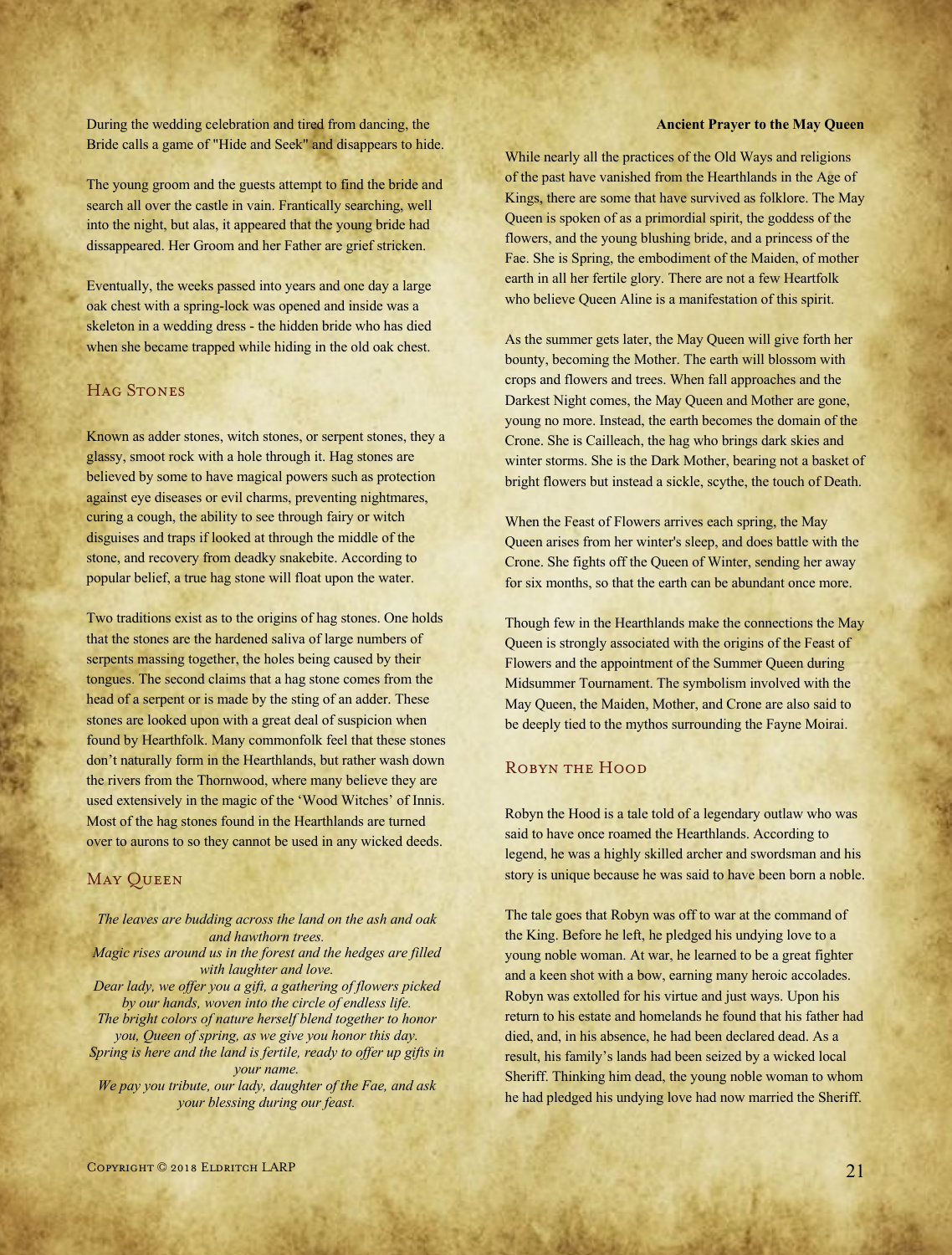During the wedding celebration and tired from dancing, the Bride calls a game of "Hide and Seek" and disappears to hide.

The young groom and the guests attempt to find the bride and search all over the castle in vain. Frantically searching, well into the night, but alas, it appeared that the young bride had dissappeared. Her Groom and her Father are grief stricken.

Eventually, the weeks passed into years and one day a large oak chest with a spring-lock was opened and inside was a skeleton in a wedding dress - the hidden bride who has died when she became trapped while hiding in the old oak chest.

## Hag Stones

Known as adder stones, witch stones, or serpent stones, they a glassy, smoot rock with a hole through it. Hag stones are believed by some to have magical powers such as protection against eye diseases or evil charms, preventing nightmares, curing a cough, the ability to see through fairy or witch disguises and traps if looked at through the middle of the stone, and recovery from deadky snakebite. According to popular belief, a true hag stone will float upon the water.

Two traditions exist as to the origins of hag stones. One holds that the stones are the hardened saliva of large numbers of serpents massing together, the holes being caused by their tongues. The second claims that a hag stone comes from the head of a serpent or is made by the sting of an adder. These stones are looked upon with a great deal of suspicion when found by Hearthfolk. Many commonfolk feel that these stones don't naturally form in the Hearthlands, but rather wash down the rivers from the Thornwood, where many believe they are used extensively in the magic of the 'Wood Witches' of Innis. Most of the hag stones found in the Hearthlands are turned over to aurons to so they cannot be used in any wicked deeds.

## May Queen

*The leaves are budding across the land on the ash and oak and hawthorn trees.*
*Magic rises around us in the forest and the hedges are filled with laughter and love.*
*Dear lady, we offer you a gift, a gathering of flowers picked by our hands, woven into the circle of endless life.*
*The bright colors of nature herself blend together to honor you, Queen of spring, as we give you honor this day.*
*Spring is here and the land is fertile, ready to offer up gifts in your name.*
*We pay you tribute, our lady, daughter of the Fae, and ask your blessing during our feast.*

**Ancient Prayer to the May Queen**

While nearly all the practices of the Old Ways and religions of the past have vanished from the Hearthlands in the Age of Kings, there are some that have survived as folklore. The May Queen is spoken of as a primordial spirit, the goddess of the flowers, and the young blushing bride, and a princess of the Fae. She is Spring, the embodiment of the Maiden, of mother earth in all her fertile glory. There are not a few Heartfolk who believe Queen Aline is a manifestation of this spirit.

As the summer gets later, the May Queen will give forth her bounty, becoming the Mother. The earth will blossom with crops and flowers and trees. When fall approaches and the Darkest Night comes, the May Queen and Mother are gone, young no more. Instead, the earth becomes the domain of the Crone. She is Cailleach, the hag who brings dark skies and winter storms. She is the Dark Mother, bearing not a basket of bright flowers but instead a sickle, scythe, the touch of Death.

When the Feast of Flowers arrives each spring, the May Queen arises from her winter's sleep, and does battle with the Crone. She fights off the Queen of Winter, sending her away for six months, so that the earth can be abundant once more.

Though few in the Hearthlands make the connections the May Queen is strongly associated with the origins of the Feast of Flowers and the appointment of the Summer Queen during Midsummer Tournament. The symbolism involved with the May Queen, the Maiden, Mother, and Crone are also said to be deeply tied to the mythos surrounding the Fayne Moirai.

## Robyn the Hood

Robyn the Hood is a tale told of a legendary outlaw who was said to have once roamed the Hearthlands. According to legend, he was a highly skilled archer and swordsman and his story is unique because he was said to have been born a noble.

The tale goes that Robyn was off to war at the command of the King. Before he left, he pledged his undying love to a young noble woman. At war, he learned to be a great fighter and a keen shot with a bow, earning many heroic accolades. Robyn was extolled for his virtue and just ways. Upon his return to his estate and homelands he found that his father had died, and, in his absence, he had been declared dead. As a result, his family's lands had been seized by a wicked local Sheriff. Thinking him dead, the young noble woman to whom he had pledged his undying love had now married the Sheriff.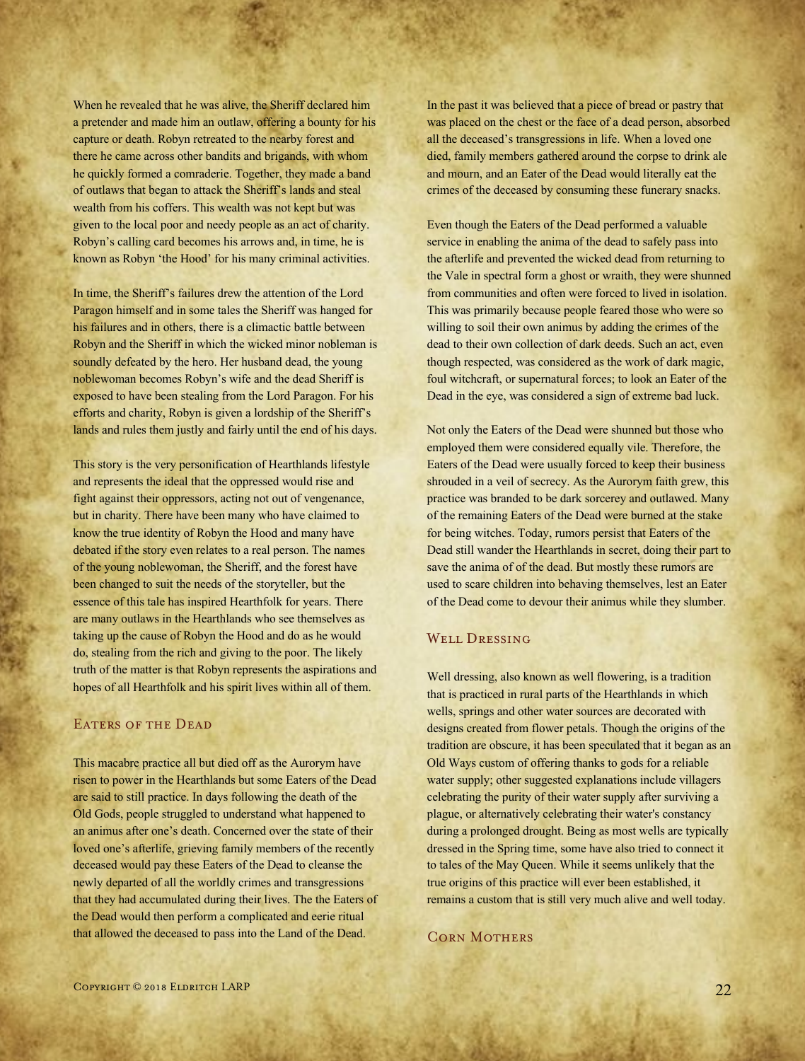When he revealed that he was alive, the Sheriff declared him a pretender and made him an outlaw, offering a bounty for his capture or death. Robyn retreated to the nearby forest and there he came across other bandits and brigands, with whom he quickly formed a comraderie. Together, they made a band of outlaws that began to attack the Sheriff's lands and steal wealth from his coffers. This wealth was not kept but was given to the local poor and needy people as an act of charity. Robyn's calling card becomes his arrows and, in time, he is known as Robyn 'the Hood' for his many criminal activities.

In time, the Sheriff's failures drew the attention of the Lord Paragon himself and in some tales the Sheriff was hanged for his failures and in others, there is a climactic battle between Robyn and the Sheriff in which the wicked minor nobleman is soundly defeated by the hero. Her husband dead, the young noblewoman becomes Robyn's wife and the dead Sheriff is exposed to have been stealing from the Lord Paragon. For his efforts and charity, Robyn is given a lordship of the Sheriff's lands and rules them justly and fairly until the end of his days.

This story is the very personification of Hearthlands lifestyle and represents the ideal that the oppressed would rise and fight against their oppressors, acting not out of vengenance, but in charity. There have been many who have claimed to know the true identity of Robyn the Hood and many have debated if the story even relates to a real person. The names of the young noblewoman, the Sheriff, and the forest have been changed to suit the needs of the storyteller, but the essence of this tale has inspired Hearthfolk for years. There are many outlaws in the Hearthlands who see themselves as taking up the cause of Robyn the Hood and do as he would do, stealing from the rich and giving to the poor. The likely truth of the matter is that Robyn represents the aspirations and hopes of all Hearthfolk and his spirit lives within all of them.

## Eaters of the Dead

This macabre practice all but died off as the Aurorym have risen to power in the Hearthlands but some Eaters of the Dead are said to still practice. In days following the death of the Old Gods, people struggled to understand what happened to an animus after one's death. Concerned over the state of their loved one's afterlife, grieving family members of the recently deceased would pay these Eaters of the Dead to cleanse the newly departed of all the worldly crimes and transgressions that they had accumulated during their lives. The the Eaters of the Dead would then perform a complicated and eerie ritual that allowed the deceased to pass into the Land of the Dead.

In the past it was believed that a piece of bread or pastry that was placed on the chest or the face of a dead person, absorbed all the deceased's transgressions in life. When a loved one died, family members gathered around the corpse to drink ale and mourn, and an Eater of the Dead would literally eat the crimes of the deceased by consuming these funerary snacks.

Even though the Eaters of the Dead performed a valuable service in enabling the anima of the dead to safely pass into the afterlife and prevented the wicked dead from returning to the Vale in spectral form a ghost or wraith, they were shunned from communities and often were forced to lived in isolation. This was primarily because people feared those who were so willing to soil their own animus by adding the crimes of the dead to their own collection of dark deeds. Such an act, even though respected, was considered as the work of dark magic, foul witchcraft, or supernatural forces; to look an Eater of the Dead in the eye, was considered a sign of extreme bad luck.

Not only the Eaters of the Dead were shunned but those who employed them were considered equally vile. Therefore, the Eaters of the Dead were usually forced to keep their business shrouded in a veil of secrecy. As the Aurorym faith grew, this practice was branded to be dark sorcerey and outlawed. Many of the remaining Eaters of the Dead were burned at the stake for being witches. Today, rumors persist that Eaters of the Dead still wander the Hearthlands in secret, doing their part to save the anima of of the dead. But mostly these rumors are used to scare children into behaving themselves, lest an Eater of the Dead come to devour their animus while they slumber.

## Well Dressing

Well dressing, also known as well flowering, is a tradition that is practiced in rural parts of the Hearthlands in which wells, springs and other water sources are decorated with designs created from flower petals. Though the origins of the tradition are obscure, it has been speculated that it began as an Old Ways custom of offering thanks to gods for a reliable water supply; other suggested explanations include villagers celebrating the purity of their water supply after surviving a plague, or alternatively celebrating their water's constancy during a prolonged drought. Being as most wells are typically dressed in the Spring time, some have also tried to connect it to tales of the May Queen. While it seems unlikely that the true origins of this practice will ever been established, it remains a custom that is still very much alive and well today.

## Corn Mothers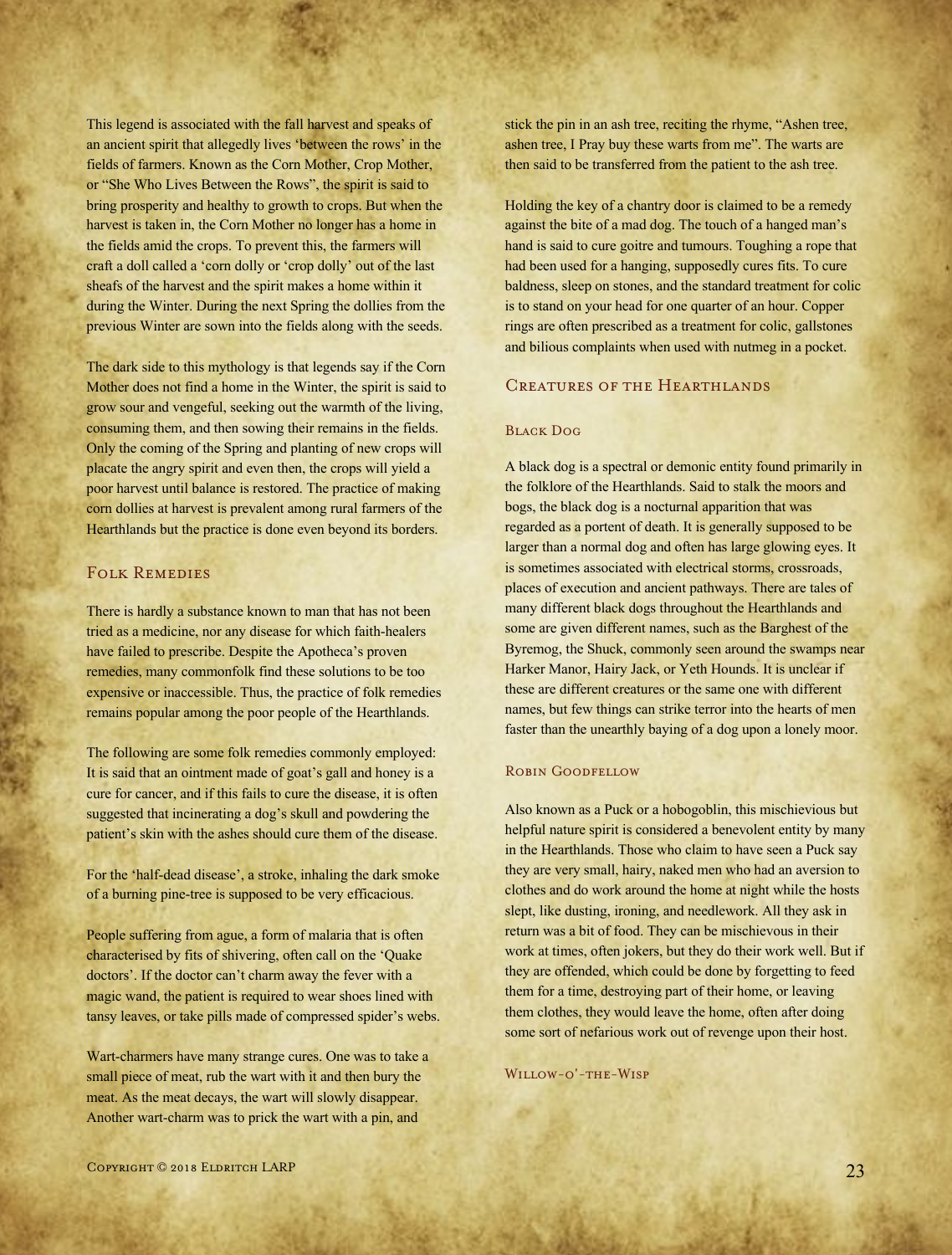This legend is associated with the fall harvest and speaks of an ancient spirit that allegedly lives 'between the rows' in the fields of farmers. Known as the Corn Mother, Crop Mother, or "She Who Lives Between the Rows", the spirit is said to bring prosperity and healthy to growth to crops. But when the harvest is taken in, the Corn Mother no longer has a home in the fields amid the crops. To prevent this, the farmers will craft a doll called a 'corn dolly or 'crop dolly' out of the last sheafs of the harvest and the spirit makes a home within it during the Winter. During the next Spring the dollies from the previous Winter are sown into the fields along with the seeds.

The dark side to this mythology is that legends say if the Corn Mother does not find a home in the Winter, the spirit is said to grow sour and vengeful, seeking out the warmth of the living, consuming them, and then sowing their remains in the fields. Only the coming of the Spring and planting of new crops will placate the angry spirit and even then, the crops will yield a poor harvest until balance is restored. The practice of making corn dollies at harvest is prevalent among rural farmers of the Hearthlands but the practice is done even beyond its borders.

## Folk Remedies

There is hardly a substance known to man that has not been tried as a medicine, nor any disease for which faith-healers have failed to prescribe. Despite the Apotheca's proven remedies, many commonfolk find these solutions to be too expensive or inaccessible. Thus, the practice of folk remedies remains popular among the poor people of the Hearthlands.

The following are some folk remedies commonly employed: It is said that an ointment made of goat's gall and honey is a cure for cancer, and if this fails to cure the disease, it is often suggested that incinerating a dog's skull and powdering the patient's skin with the ashes should cure them of the disease.

For the 'half-dead disease', a stroke, inhaling the dark smoke of a burning pine-tree is supposed to be very efficacious.

People suffering from ague, a form of malaria that is often characterised by fits of shivering, often call on the 'Quake doctors'. If the doctor can't charm away the fever with a magic wand, the patient is required to wear shoes lined with tansy leaves, or take pills made of compressed spider's webs.

Wart-charmers have many strange cures. One was to take a small piece of meat, rub the wart with it and then bury the meat. As the meat decays, the wart will slowly disappear. Another wart-charm was to prick the wart with a pin, and stick the pin in an ash tree, reciting the rhyme, "Ashen tree, ashen tree, I Pray buy these warts from me". The warts are then said to be transferred from the patient to the ash tree.

Holding the key of a chantry door is claimed to be a remedy against the bite of a mad dog. The touch of a hanged man's hand is said to cure goitre and tumours. Toughing a rope that had been used for a hanging, supposedly cures fits. To cure baldness, sleep on stones, and the standard treatment for colic is to stand on your head for one quarter of an hour. Copper rings are often prescribed as a treatment for colic, gallstones and bilious complaints when used with nutmeg in a pocket.

## Creatures of the Hearthlands

### Black Dog

A black dog is a spectral or demonic entity found primarily in the folklore of the Hearthlands. Said to stalk the moors and bogs, the black dog is a nocturnal apparition that was regarded as a portent of death. It is generally supposed to be larger than a normal dog and often has large glowing eyes. It is sometimes associated with electrical storms, crossroads, places of execution and ancient pathways. There are tales of many different black dogs throughout the Hearthlands and some are given different names, such as the Barghest of the Byremog, the Shuck, commonly seen around the swamps near Harker Manor, Hairy Jack, or Yeth Hounds. It is unclear if these are different creatures or the same one with different names, but few things can strike terror into the hearts of men faster than the unearthly baying of a dog upon a lonely moor.

### Robin Goodfellow

Also known as a Puck or a hobogoblin, this mischievous but helpful nature spirit is considered a benevolent entity by many in the Hearthlands. Those who claim to have seen a Puck say they are very small, hairy, naked men who had an aversion to clothes and do work around the home at night while the hosts slept, like dusting, ironing, and needlework. All they ask in return was a bit of food. They can be mischievous in their work at times, often jokers, but they do their work well. But if they are offended, which could be done by forgetting to feed them for a time, destroying part of their home, or leaving them clothes, they would leave the home, often after doing some sort of nefarious work out of revenge upon their host.

### Willow-o'-the-Wisp

Copyright © 2018 Eldritch LARP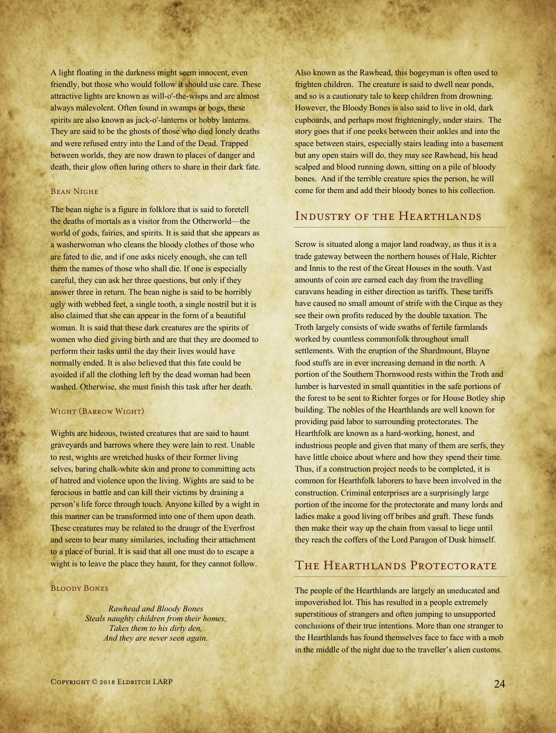A light floating in the darkness might seem innocent, even friendly, but those who would follow it should use care. These attractive lights are known as will-o'-the-wisps and are almost always malevolent. Often found in swamps or bogs, these spirits are also known as jack-o'-lanterns or hobby lanterns. They are said to be the ghosts of those who died lonely deaths and were refused entry into the Land of the Dead. Trapped between worlds, they are now drawn to places of danger and death, their glow often luring others to share in their dark fate.

### Bean Nighe

The bean nighe is a figure in folklore that is said to foretell the deaths of mortals as a visitor from the Otherworld—the world of gods, fairies, and spirits. It is said that she appears as a washerwoman who cleans the bloody clothes of those who are fated to die, and if one asks nicely enough, she can tell them the names of those who shall die. If one is especially careful, they can ask her three questions, but only if they answer three in return. The bean nighe is said to be horribly ugly with webbed feet, a single tooth, a single nostril but it is also claimed that she can appear in the form of a beautiful woman. It is said that these dark creatures are the spirits of women who died giving birth and are that they are doomed to perform their tasks until the day their lives would have normally ended. It is also believed that this fate could be avoided if all the clothing left by the dead woman had been washed. Otherwise, she must finish this task after her death.

### Wight (Barrow Wight)

Wights are hideous, twisted creatures that are said to haunt graveyards and barrows where they were lain to rest. Unable to rest, wights are wretched husks of their former living selves, baring chalk-white skin and prone to committing acts of hatred and violence upon the living. Wights are said to be ferocious in battle and can kill their victims by draining a person's life force through touch. Anyone killed by a wight in this manner can be transformed into one of them upon death. These creatures may be related to the draugr of the Everfrost and seem to bear many similaries, including their attachment to a place of burial. It is said that all one must do to escape a wight is to leave the place they haunt, for they cannot follow.

### Bloody Bones

*Rawhead and Bloody Bones*
*Steals naughty children from their homes,*
*Takes them to his dirty den,*
*And they are never seen again.*

Also known as the Rawhead, this bogeyman is often used to frighten children. The creature is said to dwell near ponds, and so is a cautionary tale to keep children from drowning. However, the Bloody Bones is also said to live in old, dark cupboards, and perhaps most frighteningly, under stairs. The story goes that if one peeks between their ankles and into the space between stairs, especially stairs leading into a basement but any open stairs will do, they may see Rawhead, his head scalped and blood running down, sitting on a pile of bloody bones. And if the terrible creature spies the person, he will come for them and add their bloody bones to his collection.

## Industry of the Hearthlands

Scrow is situated along a major land roadway, as thus it is a trade gateway between the northern houses of Hale, Richter and Innis to the rest of the Great Houses in the south. Vast amounts of coin are earned each day from the travelling caravans heading in either direction as tariffs. These tariffs have caused no small amount of strife with the Cirque as they see their own profits reduced by the double taxation. The Troth largely consists of wide swaths of fertile farmlands worked by countless commonfolk throughout small settlements. With the eruption of the Shardmount, Blayne food stuffs are in ever increasing demand in the north. A portion of the Southern Thornwood rests within the Troth and lumber is harvested in small quantities in the safe portions of the forest to be sent to Richter forges or for House Botley ship building. The nobles of the Hearthlands are well known for providing paid labor to surrounding protectorates. The Hearthfolk are known as a hard-working, honest, and industrious people and given that many of them are serfs, they have little choice about where and how they spend their time. Thus, if a construction project needs to be completed, it is common for Hearthfolk laborers to have been involved in the construction. Criminal enterprises are a surprisingly large portion of the income for the protectorate and many lords and ladies make a good living off bribes and graft. These funds then make their way up the chain from vassal to liege until they reach the coffers of the Lord Paragon of Dusk himself.

## The Hearthlands Protectorate

The people of the Hearthlands are largely an uneducated and impoverished lot. This has resulted in a people extremely superstitious of strangers and often jumping to unsupported conclusions of their true intentions. More than one stranger to the Hearthlands has found themselves face to face with a mob in the middle of the night due to the traveller's alien customs.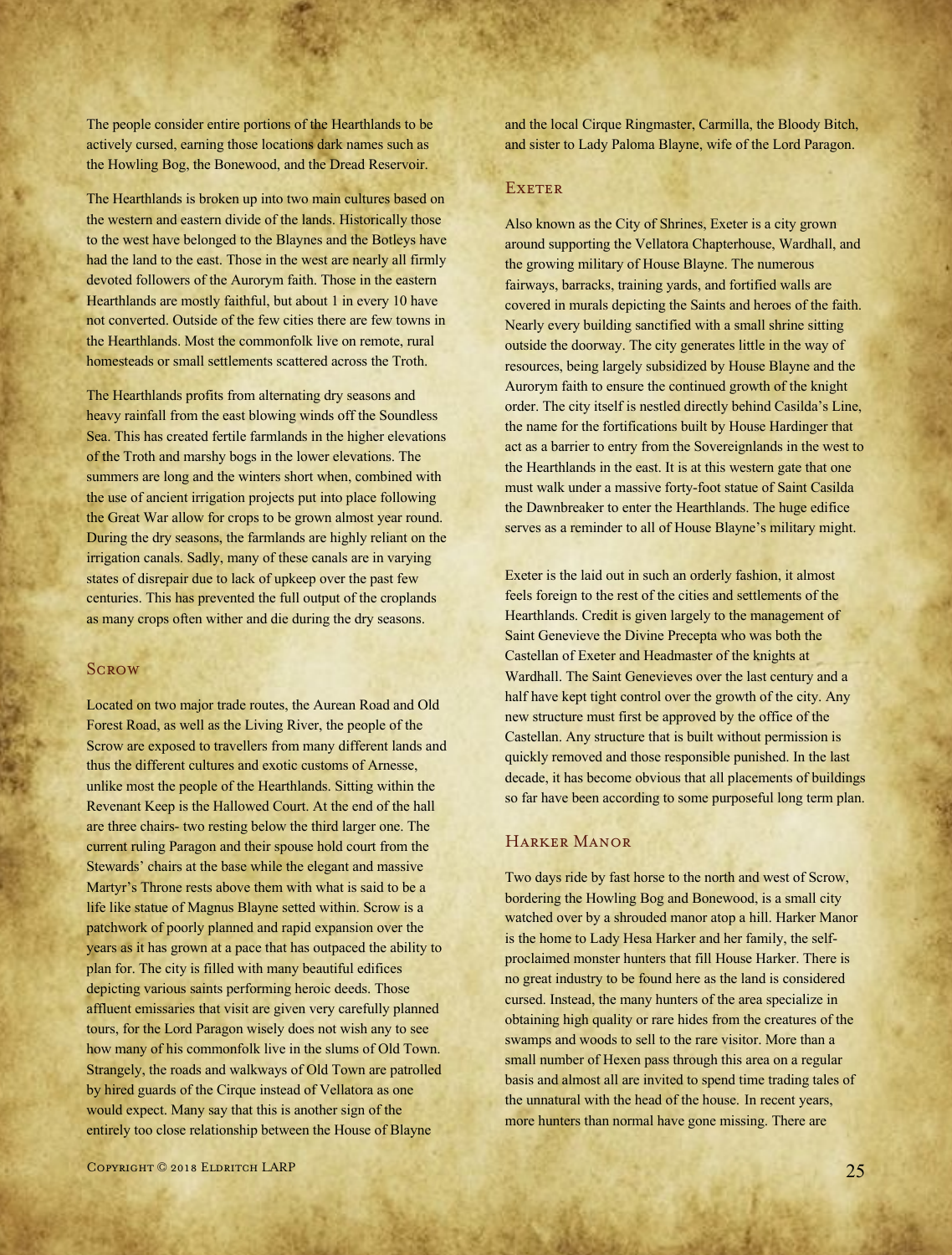The people consider entire portions of the Hearthlands to be actively cursed, earning those locations dark names such as the Howling Bog, the Bonewood, and the Dread Reservoir.

The Hearthlands is broken up into two main cultures based on the western and eastern divide of the lands. Historically those to the west have belonged to the Blaynes and the Botleys have had the land to the east. Those in the west are nearly all firmly devoted followers of the Aurorym faith. Those in the eastern Hearthlands are mostly faithful, but about 1 in every 10 have not converted. Outside of the few cities there are few towns in the Hearthlands. Most the commonfolk live on remote, rural homesteads or small settlements scattered across the Troth.

The Hearthlands profits from alternating dry seasons and heavy rainfall from the east blowing winds off the Soundless Sea. This has created fertile farmlands in the higher elevations of the Troth and marshy bogs in the lower elevations. The summers are long and the winters short when, combined with the use of ancient irrigation projects put into place following the Great War allow for crops to be grown almost year round. During the dry seasons, the farmlands are highly reliant on the irrigation canals. Sadly, many of these canals are in varying states of disrepair due to lack of upkeep over the past few centuries. This has prevented the full output of the croplands as many crops often wither and die during the dry seasons.

## Scrow

Located on two major trade routes, the Aurean Road and Old Forest Road, as well as the Living River, the people of the Scrow are exposed to travellers from many different lands and thus the different cultures and exotic customs of Arnesse, unlike most the people of the Hearthlands. Sitting within the Revenant Keep is the Hallowed Court. At the end of the hall are three chairs- two resting below the third larger one. The current ruling Paragon and their spouse hold court from the Stewards' chairs at the base while the elegant and massive Martyr's Throne rests above them with what is said to be a life like statue of Magnus Blayne setted within. Scrow is a patchwork of poorly planned and rapid expansion over the years as it has grown at a pace that has outpaced the ability to plan for. The city is filled with many beautiful edifices depicting various saints performing heroic deeds. Those affluent emissaries that visit are given very carefully planned tours, for the Lord Paragon wisely does not wish any to see how many of his commonfolk live in the slums of Old Town. Strangely, the roads and walkways of Old Town are patrolled by hired guards of the Cirque instead of Vellatora as one would expect. Many say that this is another sign of the entirely too close relationship between the House of Blayne and the local Cirque Ringmaster, Carmilla, the Bloody Bitch, and sister to Lady Paloma Blayne, wife of the Lord Paragon.

## Exeter

Also known as the City of Shrines, Exeter is a city grown around supporting the Vellatora Chapterhouse, Wardhall, and the growing military of House Blayne. The numerous fairways, barracks, training yards, and fortified walls are covered in murals depicting the Saints and heroes of the faith. Nearly every building sanctified with a small shrine sitting outside the doorway. The city generates little in the way of resources, being largely subsidized by House Blayne and the Aurorym faith to ensure the continued growth of the knight order. The city itself is nestled directly behind Casilda's Line, the name for the fortifications built by House Hardinger that act as a barrier to entry from the Sovereignlands in the west to the Hearthlands in the east. It is at this western gate that one must walk under a massive forty-foot statue of Saint Casilda the Dawnbreaker to enter the Hearthlands. The huge edifice serves as a reminder to all of House Blayne's military might.

Exeter is the laid out in such an orderly fashion, it almost feels foreign to the rest of the cities and settlements of the Hearthlands. Credit is given largely to the management of Saint Genevieve the Divine Precepta who was both the Castellan of Exeter and Headmaster of the knights at Wardhall. The Saint Genevieves over the last century and a half have kept tight control over the growth of the city. Any new structure must first be approved by the office of the Castellan. Any structure that is built without permission is quickly removed and those responsible punished. In the last decade, it has become obvious that all placements of buildings so far have been according to some purposeful long term plan.

## Harker Manor

Two days ride by fast horse to the north and west of Scrow, bordering the Howling Bog and Bonewood, is a small city watched over by a shrouded manor atop a hill. Harker Manor is the home to Lady Hesa Harker and her family, the self-proclaimed monster hunters that fill House Harker. There is no great industry to be found here as the land is considered cursed. Instead, the many hunters of the area specialize in obtaining high quality or rare hides from the creatures of the swamps and woods to sell to the rare visitor. More than a small number of Hexen pass through this area on a regular basis and almost all are invited to spend time trading tales of the unnatural with the head of the house. In recent years, more hunters than normal have gone missing. There are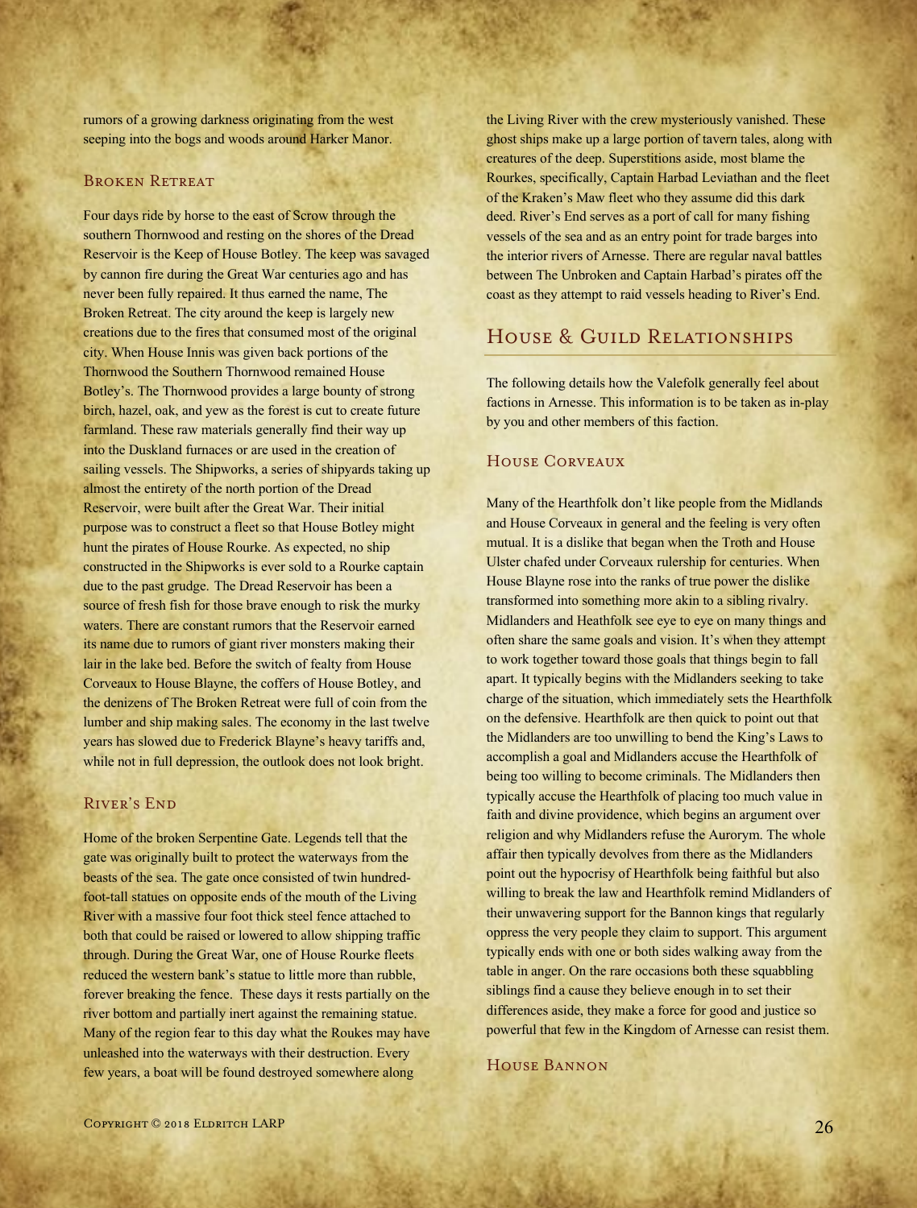rumors of a growing darkness originating from the west seeping into the bogs and woods around Harker Manor.

### Broken Retreat

Four days ride by horse to the east of Scrow through the southern Thornwood and resting on the shores of the Dread Reservoir is the Keep of House Botley. The keep was savaged by cannon fire during the Great War centuries ago and has never been fully repaired. It thus earned the name, The Broken Retreat. The city around the keep is largely new creations due to the fires that consumed most of the original city. When House Innis was given back portions of the Thornwood the Southern Thornwood remained House Botley's. The Thornwood provides a large bounty of strong birch, hazel, oak, and yew as the forest is cut to create future farmland. These raw materials generally find their way up into the Duskland furnaces or are used in the creation of sailing vessels. The Shipworks, a series of shipyards taking up almost the entirety of the north portion of the Dread Reservoir, were built after the Great War. Their initial purpose was to construct a fleet so that House Botley might hunt the pirates of House Rourke. As expected, no ship constructed in the Shipworks is ever sold to a Rourke captain due to the past grudge. The Dread Reservoir has been a source of fresh fish for those brave enough to risk the murky waters. There are constant rumors that the Reservoir earned its name due to rumors of giant river monsters making their lair in the lake bed. Before the switch of fealty from House Corveaux to House Blayne, the coffers of House Botley, and the denizens of The Broken Retreat were full of coin from the lumber and ship making sales. The economy in the last twelve years has slowed due to Frederick Blayne's heavy tariffs and, while not in full depression, the outlook does not look bright.

### River's End

Home of the broken Serpentine Gate. Legends tell that the gate was originally built to protect the waterways from the beasts of the sea. The gate once consisted of twin hundred-foot-tall statues on opposite ends of the mouth of the Living River with a massive four foot thick steel fence attached to both that could be raised or lowered to allow shipping traffic through. During the Great War, one of House Rourke fleets reduced the western bank's statue to little more than rubble, forever breaking the fence. These days it rests partially on the river bottom and partially inert against the remaining statue. Many of the region fear to this day what the Roukes may have unleashed into the waterways with their destruction. Every few years, a boat will be found destroyed somewhere along the Living River with the crew mysteriously vanished. These ghost ships make up a large portion of tavern tales, along with creatures of the deep. Superstitions aside, most blame the Rourkes, specifically, Captain Harbad Leviathan and the fleet of the Kraken's Maw fleet who they assume did this dark deed. River's End serves as a port of call for many fishing vessels of the sea and as an entry point for trade barges into the interior rivers of Arnesse. There are regular naval battles between The Unbroken and Captain Harbad's pirates off the coast as they attempt to raid vessels heading to River's End.

## House & Guild Relationships

The following details how the Valefolk generally feel about factions in Arnesse. This information is to be taken as in-play by you and other members of this faction.

### House Corveaux

Many of the Hearthfolk don't like people from the Midlands and House Corveaux in general and the feeling is very often mutual. It is a dislike that began when the Troth and House Ulster chafed under Corveaux rulership for centuries. When House Blayne rose into the ranks of true power the dislike transformed into something more akin to a sibling rivalry. Midlanders and Heathfolk see eye to eye on many things and often share the same goals and vision. It's when they attempt to work together toward those goals that things begin to fall apart. It typically begins with the Midlanders seeking to take charge of the situation, which immediately sets the Hearthfolk on the defensive. Hearthfolk are then quick to point out that the Midlanders are too unwilling to bend the King's Laws to accomplish a goal and Midlanders accuse the Hearthfolk of being too willing to become criminals. The Midlanders then typically accuse the Hearthfolk of placing too much value in faith and divine providence, which begins an argument over religion and why Midlanders refuse the Aurorym. The whole affair then typically devolves from there as the Midlanders point out the hypocrisy of Hearthfolk being faithful but also willing to break the law and Hearthfolk remind Midlanders of their unwavering support for the Bannon kings that regularly oppress the very people they claim to support. This argument typically ends with one or both sides walking away from the table in anger. On the rare occasions both these squabbling siblings find a cause they believe enough in to set their differences aside, they make a force for good and justice so powerful that few in the Kingdom of Arnesse can resist them.

### House Bannon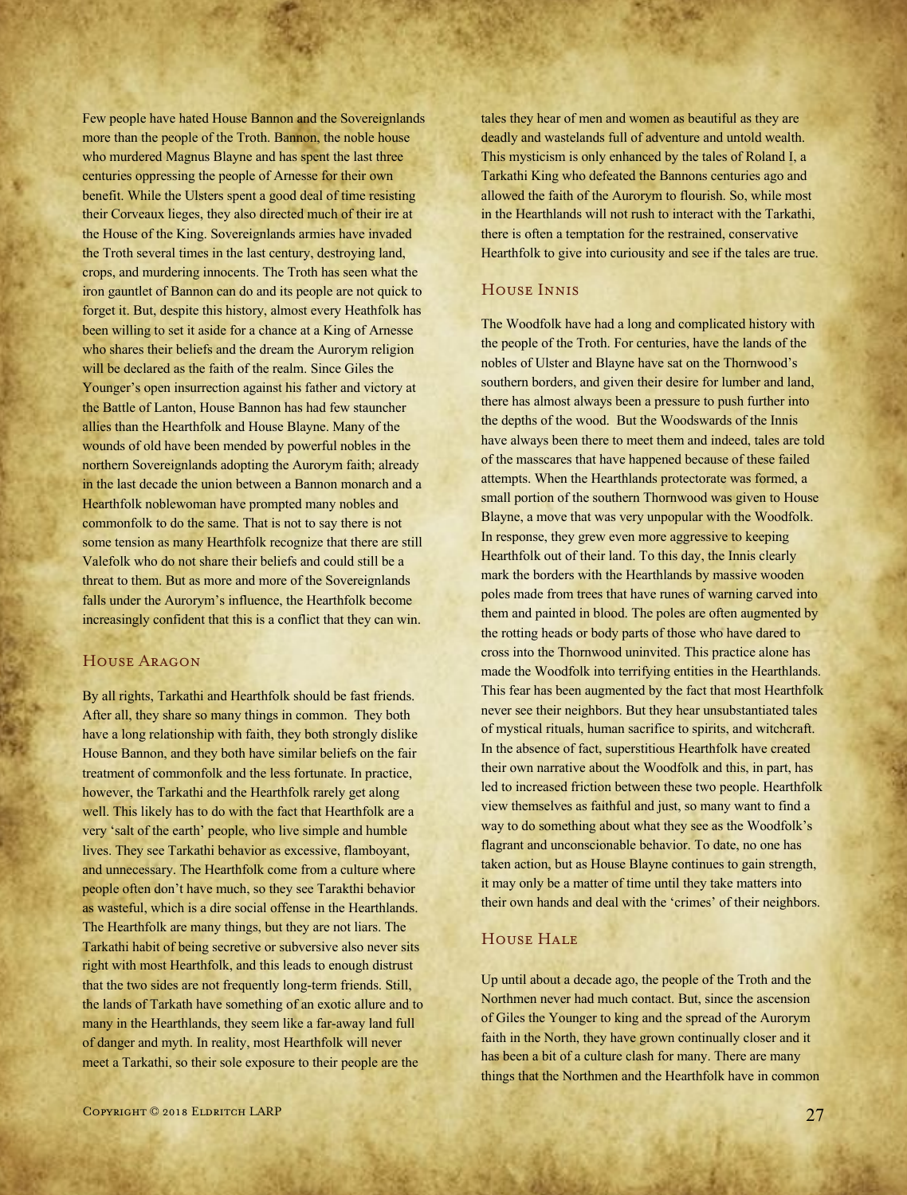Few people have hated House Bannon and the Sovereignlands more than the people of the Troth. Bannon, the noble house who murdered Magnus Blayne and has spent the last three centuries oppressing the people of Arnesse for their own benefit. While the Ulsters spent a good deal of time resisting their Corveaux lieges, they also directed much of their ire at the House of the King. Sovereignlands armies have invaded the Troth several times in the last century, destroying land, crops, and murdering innocents. The Troth has seen what the iron gauntlet of Bannon can do and its people are not quick to forget it. But, despite this history, almost every Heathfolk has been willing to set it aside for a chance at a King of Arnesse who shares their beliefs and the dream the Aurorym religion will be declared as the faith of the realm. Since Giles the Younger's open insurrection against his father and victory at the Battle of Lanton, House Bannon has had few stauncher allies than the Hearthfolk and House Blayne. Many of the wounds of old have been mended by powerful nobles in the northern Sovereignlands adopting the Aurorym faith; already in the last decade the union between a Bannon monarch and a Hearthfolk noblewoman have prompted many nobles and commonfolk to do the same. That is not to say there is not some tension as many Hearthfolk recognize that there are still Valefolk who do not share their beliefs and could still be a threat to them. But as more and more of the Sovereignlands falls under the Aurorym's influence, the Hearthfolk become increasingly confident that this is a conflict that they can win.

## House Aragon

By all rights, Tarkathi and Hearthfolk should be fast friends. After all, they share so many things in common. They both have a long relationship with faith, they both strongly dislike House Bannon, and they both have similar beliefs on the fair treatment of commonfolk and the less fortunate. In practice, however, the Tarkathi and the Hearthfolk rarely get along well. This likely has to do with the fact that Hearthfolk are a very 'salt of the earth' people, who live simple and humble lives. They see Tarkathi behavior as excessive, flamboyant, and unnecessary. The Hearthfolk come from a culture where people often don't have much, so they see Tarakthi behavior as wasteful, which is a dire social offense in the Hearthlands. The Hearthfolk are many things, but they are not liars. The Tarkathi habit of being secretive or subversive also never sits right with most Hearthfolk, and this leads to enough distrust that the two sides are not frequently long-term friends. Still, the lands of Tarkath have something of an exotic allure and to many in the Hearthlands, they seem like a far-away land full of danger and myth. In reality, most Hearthfolk will never meet a Tarkathi, so their sole exposure to their people are the tales they hear of men and women as beautiful as they are deadly and wastelands full of adventure and untold wealth. This mysticism is only enhanced by the tales of Roland I, a Tarkathi King who defeated the Bannons centuries ago and allowed the faith of the Aurorym to flourish. So, while most in the Hearthlands will not rush to interact with the Tarkathi, there is often a temptation for the restrained, conservative Hearthfolk to give into curiousity and see if the tales are true.

## House Innis

The Woodfolk have had a long and complicated history with the people of the Troth. For centuries, have the lands of the nobles of Ulster and Blayne have sat on the Thornwood's southern borders, and given their desire for lumber and land, there has almost always been a pressure to push further into the depths of the wood. But the Woodswards of the Innis have always been there to meet them and indeed, tales are told of the masscares that have happened because of these failed attempts. When the Hearthlands protectorate was formed, a small portion of the southern Thornwood was given to House Blayne, a move that was very unpopular with the Woodfolk. In response, they grew even more aggressive to keeping Hearthfolk out of their land. To this day, the Innis clearly mark the borders with the Hearthlands by massive wooden poles made from trees that have runes of warning carved into them and painted in blood. The poles are often augmented by the rotting heads or body parts of those who have dared to cross into the Thornwood uninvited. This practice alone has made the Woodfolk into terrifying entities in the Hearthlands. This fear has been augmented by the fact that most Hearthfolk never see their neighbors. But they hear unsubstantiated tales of mystical rituals, human sacrifice to spirits, and witchcraft. In the absence of fact, superstitious Hearthfolk have created their own narrative about the Woodfolk and this, in part, has led to increased friction between these two people. Hearthfolk view themselves as faithful and just, so many want to find a way to do something about what they see as the Woodfolk's flagrant and unconscionable behavior. To date, no one has taken action, but as House Blayne continues to gain strength, it may only be a matter of time until they take matters into their own hands and deal with the 'crimes' of their neighbors.

## House Hale

Up until about a decade ago, the people of the Troth and the Northmen never had much contact. But, since the ascension of Giles the Younger to king and the spread of the Aurorym faith in the North, they have grown continually closer and it has been a bit of a culture clash for many. There are many things that the Northmen and the Hearthfolk have in common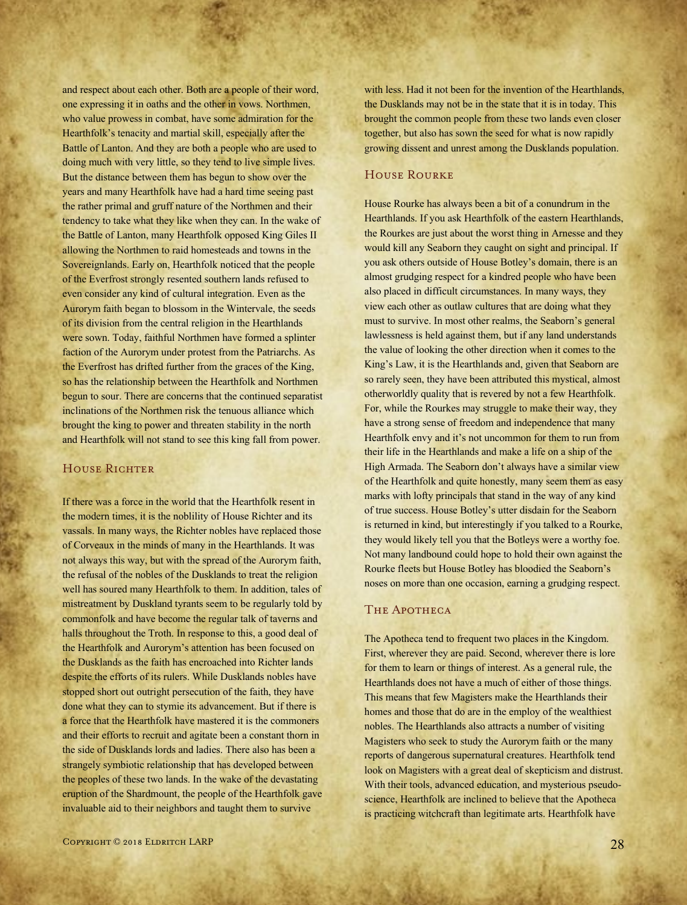and respect about each other. Both are a people of their word, one expressing it in oaths and the other in vows. Northmen, who value prowess in combat, have some admiration for the Hearthfolk's tenacity and martial skill, especially after the Battle of Lanton. And they are both a people who are used to doing much with very little, so they tend to live simple lives. But the distance between them has begun to show over the years and many Hearthfolk have had a hard time seeing past the rather primal and gruff nature of the Northmen and their tendency to take what they like when they can. In the wake of the Battle of Lanton, many Hearthfolk opposed King Giles II allowing the Northmen to raid homesteads and towns in the Sovereignlands. Early on, Hearthfolk noticed that the people of the Everfrost strongly resented southern lands refused to even consider any kind of cultural integration. Even as the Aurorym faith began to blossom in the Wintervale, the seeds of its division from the central religion in the Hearthlands were sown. Today, faithful Northmen have formed a splinter faction of the Aurorym under protest from the Patriarchs. As the Everfrost has drifted further from the graces of the King, so has the relationship between the Hearthfolk and Northmen begun to sour. There are concerns that the continued separatist inclinations of the Northmen risk the tenuous alliance which brought the king to power and threaten stability in the north and Hearthfolk will not stand to see this king fall from power.

## House Richter

If there was a force in the world that the Hearthfolk resent in the modern times, it is the noblility of House Richter and its vassals. In many ways, the Richter nobles have replaced those of Corveaux in the minds of many in the Hearthlands. It was not always this way, but with the spread of the Aurorym faith, the refusal of the nobles of the Dusklands to treat the religion well has soured many Hearthfolk to them. In addition, tales of mistreatment by Duskland tyrants seem to be regularly told by commonfolk and have become the regular talk of taverns and halls throughout the Troth. In response to this, a good deal of the Hearthfolk and Aurorym's attention has been focused on the Dusklands as the faith has encroached into Richter lands despite the efforts of its rulers. While Dusklands nobles have stopped short out outright persecution of the faith, they have done what they can to stymie its advancement. But if there is a force that the Hearthfolk have mastered it is the commoners and their efforts to recruit and agitate been a constant thorn in the side of Dusklands lords and ladies. There also has been a strangely symbiotic relationship that has developed between the peoples of these two lands. In the wake of the devastating eruption of the Shardmount, the people of the Hearthfolk gave invaluable aid to their neighbors and taught them to survive with less. Had it not been for the invention of the Hearthlands, the Dusklands may not be in the state that it is in today. This brought the common people from these two lands even closer together, but also has sown the seed for what is now rapidly growing dissent and unrest among the Dusklands population.

## House Rourke

House Rourke has always been a bit of a conundrum in the Hearthlands. If you ask Hearthfolk of the eastern Hearthlands, the Rourkes are just about the worst thing in Arnesse and they would kill any Seaborn they caught on sight and principal. If you ask others outside of House Botley's domain, there is an almost grudging respect for a kindred people who have been also placed in difficult circumstances. In many ways, they view each other as outlaw cultures that are doing what they must to survive. In most other realms, the Seaborn's general lawlessness is held against them, but if any land understands the value of looking the other direction when it comes to the King's Law, it is the Hearthlands and, given that Seaborn are so rarely seen, they have been attributed this mystical, almost otherworldly quality that is revered by not a few Hearthfolk. For, while the Rourkes may struggle to make their way, they have a strong sense of freedom and independence that many Hearthfolk envy and it's not uncommon for them to run from their life in the Hearthlands and make a life on a ship of the High Armada. The Seaborn don't always have a similar view of the Hearthfolk and quite honestly, many seem them as easy marks with lofty principals that stand in the way of any kind of true success. House Botley's utter disdain for the Seaborn is returned in kind, but interestingly if you talked to a Rourke, they would likely tell you that the Botleys were a worthy foe. Not many landbound could hope to hold their own against the Rourke fleets but House Botley has bloodied the Seaborn's noses on more than one occasion, earning a grudging respect.

## The Apotheca

The Apotheca tend to frequent two places in the Kingdom. First, wherever they are paid. Second, wherever there is lore for them to learn or things of interest. As a general rule, the Hearthlands does not have a much of either of those things. This means that few Magisters make the Hearthlands their homes and those that do are in the employ of the wealthiest nobles. The Hearthlands also attracts a number of visiting Magisters who seek to study the Aurorym faith or the many reports of dangerous supernatural creatures. Hearthfolk tend look on Magisters with a great deal of skepticism and distrust. With their tools, advanced education, and mysterious pseudo-science, Hearthfolk are inclined to believe that the Apotheca is practicing witchcraft than legitimate arts. Hearthfolk have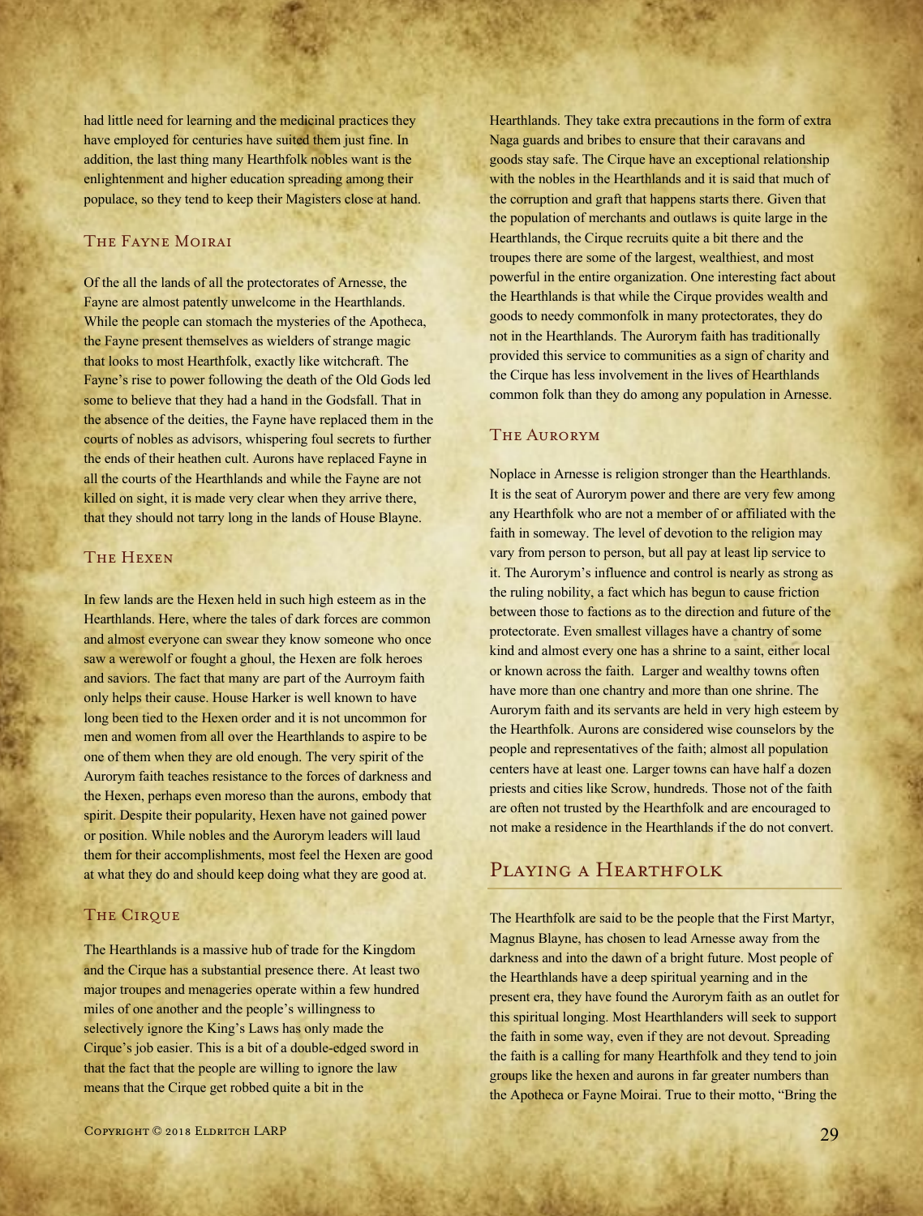had little need for learning and the medicinal practices they have employed for centuries have suited them just fine. In addition, the last thing many Hearthfolk nobles want is the enlightenment and higher education spreading among their populace, so they tend to keep their Magisters close at hand.

### The Fayne Moirai

Of the all the lands of all the protectorates of Arnesse, the Fayne are almost patently unwelcome in the Hearthlands. While the people can stomach the mysteries of the Apotheca, the Fayne present themselves as wielders of strange magic that looks to most Hearthfolk, exactly like witchcraft. The Fayne's rise to power following the death of the Old Gods led some to believe that they had a hand in the Godsfall. That in the absence of the deities, the Fayne have replaced them in the courts of nobles as advisors, whispering foul secrets to further the ends of their heathen cult. Aurons have replaced Fayne in all the courts of the Hearthlands and while the Fayne are not killed on sight, it is made very clear when they arrive there, that they should not tarry long in the lands of House Blayne.

### The Hexen

In few lands are the Hexen held in such high esteem as in the Hearthlands. Here, where the tales of dark forces are common and almost everyone can swear they know someone who once saw a werewolf or fought a ghoul, the Hexen are folk heroes and saviors. The fact that many are part of the Aurroym faith only helps their cause. House Harker is well known to have long been tied to the Hexen order and it is not uncommon for men and women from all over the Hearthlands to aspire to be one of them when they are old enough. The very spirit of the Aurorym faith teaches resistance to the forces of darkness and the Hexen, perhaps even moreso than the aurons, embody that spirit. Despite their popularity, Hexen have not gained power or position. While nobles and the Aurorym leaders will laud them for their accomplishments, most feel the Hexen are good at what they do and should keep doing what they are good at.

### The Cirque

The Hearthlands is a massive hub of trade for the Kingdom and the Cirque has a substantial presence there. At least two major troupes and menageries operate within a few hundred miles of one another and the people's willingness to selectively ignore the King's Laws has only made the Cirque's job easier. This is a bit of a double-edged sword in that the fact that the people are willing to ignore the law means that the Cirque get robbed quite a bit in the Hearthlands. They take extra precautions in the form of extra Naga guards and bribes to ensure that their caravans and goods stay safe. The Cirque have an exceptional relationship with the nobles in the Hearthlands and it is said that much of the corruption and graft that happens starts there. Given that the population of merchants and outlaws is quite large in the Hearthlands, the Cirque recruits quite a bit there and the troupes there are some of the largest, wealthiest, and most powerful in the entire organization. One interesting fact about the Hearthlands is that while the Cirque provides wealth and goods to needy commonfolk in many protectorates, they do not in the Hearthlands. The Aurorym faith has traditionally provided this service to communities as a sign of charity and the Cirque has less involvement in the lives of Hearthlands common folk than they do among any population in Arnesse.

### The Aurorym

Noplace in Arnesse is religion stronger than the Hearthlands. It is the seat of Aurorym power and there are very few among any Hearthfolk who are not a member of or affiliated with the faith in someway. The level of devotion to the religion may vary from person to person, but all pay at least lip service to it. The Aurorym's influence and control is nearly as strong as the ruling nobility, a fact which has begun to cause friction between those to factions as to the direction and future of the protectorate. Even smallest villages have a chantry of some kind and almost every one has a shrine to a saint, either local or known across the faith. Larger and wealthy towns often have more than one chantry and more than one shrine. The Aurorym faith and its servants are held in very high esteem by the Hearthfolk. Aurons are considered wise counselors by the people and representatives of the faith; almost all population centers have at least one. Larger towns can have half a dozen priests and cities like Scrow, hundreds. Those not of the faith are often not trusted by the Hearthfolk and are encouraged to not make a residence in the Hearthlands if the do not convert.

## Playing a Hearthfolk

The Hearthfolk are said to be the people that the First Martyr, Magnus Blayne, has chosen to lead Arnesse away from the darkness and into the dawn of a bright future. Most people of the Hearthlands have a deep spiritual yearning and in the present era, they have found the Aurorym faith as an outlet for this spiritual longing. Most Hearthlanders will seek to support the faith in some way, even if they are not devout. Spreading the faith is a calling for many Hearthfolk and they tend to join groups like the hexen and aurons in far greater numbers than the Apotheca or Fayne Moirai. True to their motto, "Bring the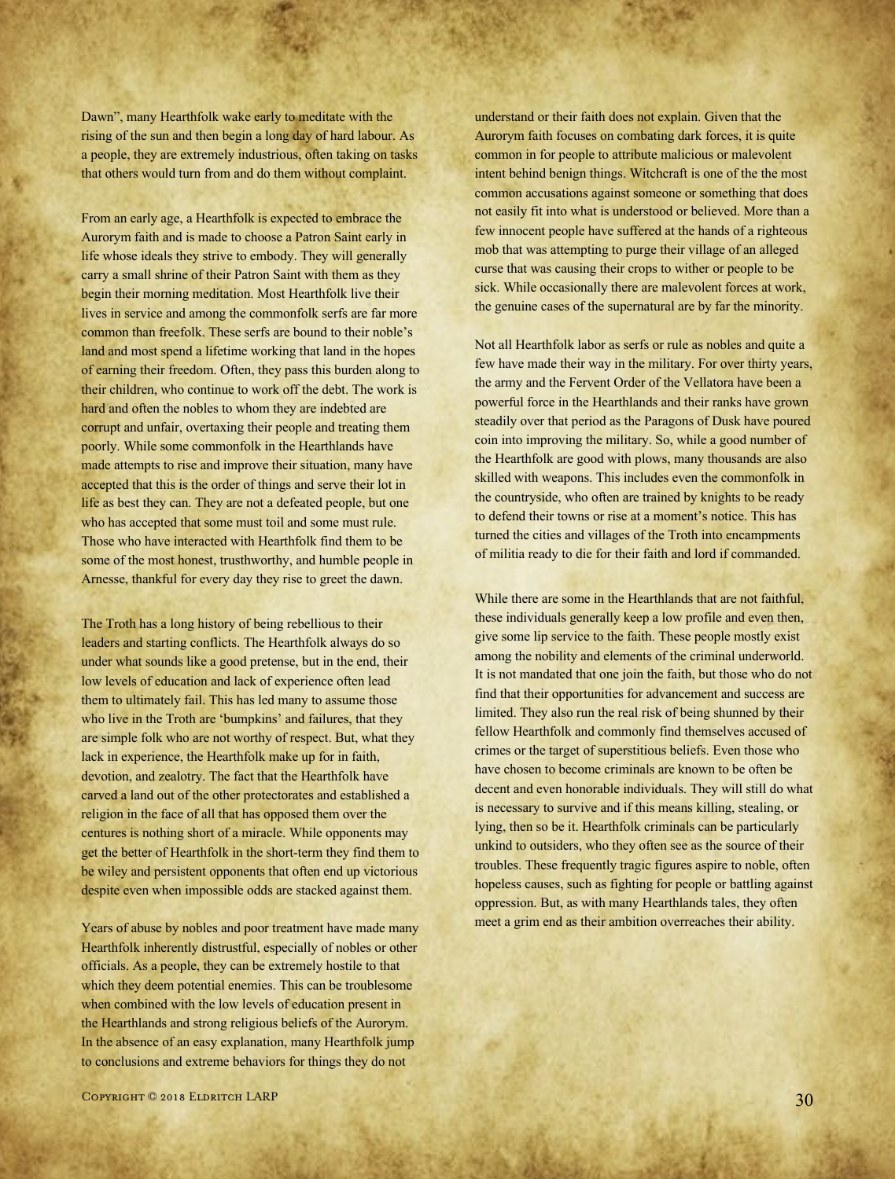Dawn", many Hearthfolk wake early to meditate with the rising of the sun and then begin a long day of hard labour. As a people, they are extremely industrious, often taking on tasks that others would turn from and do them without complaint.

From an early age, a Hearthfolk is expected to embrace the Aurorym faith and is made to choose a Patron Saint early in life whose ideals they strive to embody. They will generally carry a small shrine of their Patron Saint with them as they begin their morning meditation. Most Hearthfolk live their lives in service and among the commonfolk serfs are far more common than freefolk. These serfs are bound to their noble's land and most spend a lifetime working that land in the hopes of earning their freedom. Often, they pass this burden along to their children, who continue to work off the debt. The work is hard and often the nobles to whom they are indebted are corrupt and unfair, overtaxing their people and treating them poorly. While some commonfolk in the Hearthlands have made attempts to rise and improve their situation, many have accepted that this is the order of things and serve their lot in life as best they can. They are not a defeated people, but one who has accepted that some must toil and some must rule. Those who have interacted with Hearthfolk find them to be some of the most honest, trusthworthy, and humble people in Arnesse, thankful for every day they rise to greet the dawn.

The Troth has a long history of being rebellious to their leaders and starting conflicts. The Hearthfolk always do so under what sounds like a good pretense, but in the end, their low levels of education and lack of experience often lead them to ultimately fail. This has led many to assume those who live in the Troth are 'bumpkins' and failures, that they are simple folk who are not worthy of respect. But, what they lack in experience, the Hearthfolk make up for in faith, devotion, and zealotry. The fact that the Hearthfolk have carved a land out of the other protectorates and established a religion in the face of all that has opposed them over the centures is nothing short of a miracle. While opponents may get the better of Hearthfolk in the short-term they find them to be wiley and persistent opponents that often end up victorious despite even when impossible odds are stacked against them.

Years of abuse by nobles and poor treatment have made many Hearthfolk inherently distrustful, especially of nobles or other officials. As a people, they can be extremely hostile to that which they deem potential enemies. This can be troublesome when combined with the low levels of education present in the Hearthlands and strong religious beliefs of the Aurorym. In the absence of an easy explanation, many Hearthfolk jump to conclusions and extreme behaviors for things they do not understand or their faith does not explain. Given that the Aurorym faith focuses on combating dark forces, it is quite common in for people to attribute malicious or malevolent intent behind benign things. Witchcraft is one of the the most common accusations against someone or something that does not easily fit into what is understood or believed. More than a few innocent people have suffered at the hands of a righteous mob that was attempting to purge their village of an alleged curse that was causing their crops to wither or people to be sick. While occasionally there are malevolent forces at work, the genuine cases of the supernatural are by far the minority.

Not all Hearthfolk labor as serfs or rule as nobles and quite a few have made their way in the military. For over thirty years, the army and the Fervent Order of the Vellatora have been a powerful force in the Hearthlands and their ranks have grown steadily over that period as the Paragons of Dusk have poured coin into improving the military. So, while a good number of the Hearthfolk are good with plows, many thousands are also skilled with weapons. This includes even the commonfolk in the countryside, who often are trained by knights to be ready to defend their towns or rise at a moment's notice. This has turned the cities and villages of the Troth into encampments of militia ready to die for their faith and lord if commanded.

While there are some in the Hearthlands that are not faithful, these individuals generally keep a low profile and even then, give some lip service to the faith. These people mostly exist among the nobility and elements of the criminal underworld. It is not mandated that one join the faith, but those who do not find that their opportunities for advancement and success are limited. They also run the real risk of being shunned by their fellow Hearthfolk and commonly find themselves accused of crimes or the target of superstitious beliefs. Even those who have chosen to become criminals are known to be often be decent and even honorable individuals. They will still do what is necessary to survive and if this means killing, stealing, or lying, then so be it. Hearthfolk criminals can be particularly unkind to outsiders, who they often see as the source of their troubles. These frequently tragic figures aspire to noble, often hopeless causes, such as fighting for people or battling against oppression. But, as with many Hearthlands tales, they often meet a grim end as their ambition overreaches their ability.